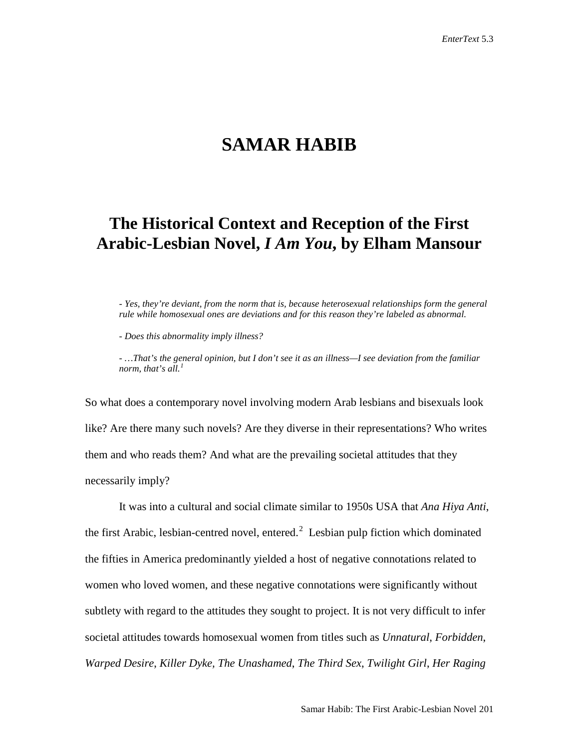# SAMAR HABIB

## The Historical Context and Reception of the First Arabic-Lesbian Novel, *I Am You*, by Elham Mansour

> *- Yes, they're deviant, from the norm that is, because heterosexual relationships form the general rule while homosexual ones are deviations and for this reason they're labeled as abnormal.*
>
> *- Does this abnormality imply illness?*
>
> *- …That's the general opinion, but I don't see it as an illness—I see deviation from the familiar norm, that's all.*[1]

So what does a contemporary novel involving modern Arab lesbians and bisexuals look like? Are there many such novels? Are they diverse in their representations? Who writes them and who reads them? And what are the prevailing societal attitudes that they necessarily imply?

It was into a cultural and social climate similar to 1950s USA that *Ana Hiya Anti*, the first Arabic, lesbian-centred novel, entered.[2] Lesbian pulp fiction which dominated the fifties in America predominantly yielded a host of negative connotations related to women who loved women, and these negative connotations were significantly without subtlety with regard to the attitudes they sought to project. It is not very difficult to infer societal attitudes towards homosexual women from titles such as *Unnatural*, *Forbidden*, *Warped Desire*, *Killer Dyke*, *The Unashamed*, *The Third Sex*, *Twilight Girl*, *Her Raging*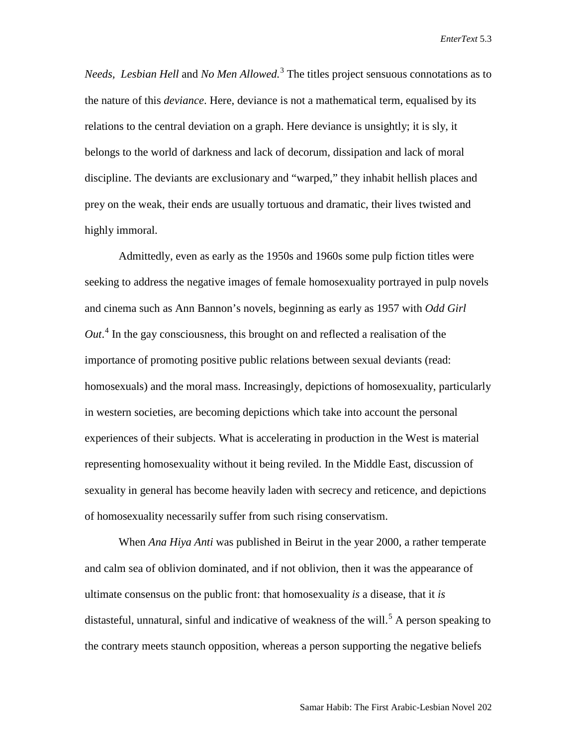*Needs*, *Lesbian Hell* and *No Men Allowed.*[3] The titles project sensuous connotations as to the nature of this *deviance*. Here, deviance is not a mathematical term, equalised by its relations to the central deviation on a graph. Here deviance is unsightly; it is sly, it belongs to the world of darkness and lack of decorum, dissipation and lack of moral discipline. The deviants are exclusionary and "warped," they inhabit hellish places and prey on the weak, their ends are usually tortuous and dramatic, their lives twisted and highly immoral.

Admittedly, even as early as the 1950s and 1960s some pulp fiction titles were seeking to address the negative images of female homosexuality portrayed in pulp novels and cinema such as Ann Bannon's novels, beginning as early as 1957 with *Odd Girl Out*.[4] In the gay consciousness, this brought on and reflected a realisation of the importance of promoting positive public relations between sexual deviants (read: homosexuals) and the moral mass. Increasingly, depictions of homosexuality, particularly in western societies, are becoming depictions which take into account the personal experiences of their subjects. What is accelerating in production in the West is material representing homosexuality without it being reviled. In the Middle East, discussion of sexuality in general has become heavily laden with secrecy and reticence, and depictions of homosexuality necessarily suffer from such rising conservatism.

When *Ana Hiya Anti* was published in Beirut in the year 2000, a rather temperate and calm sea of oblivion dominated, and if not oblivion, then it was the appearance of ultimate consensus on the public front: that homosexuality *is* a disease, that it *is* distasteful, unnatural, sinful and indicative of weakness of the will.[5] A person speaking to the contrary meets staunch opposition, whereas a person supporting the negative beliefs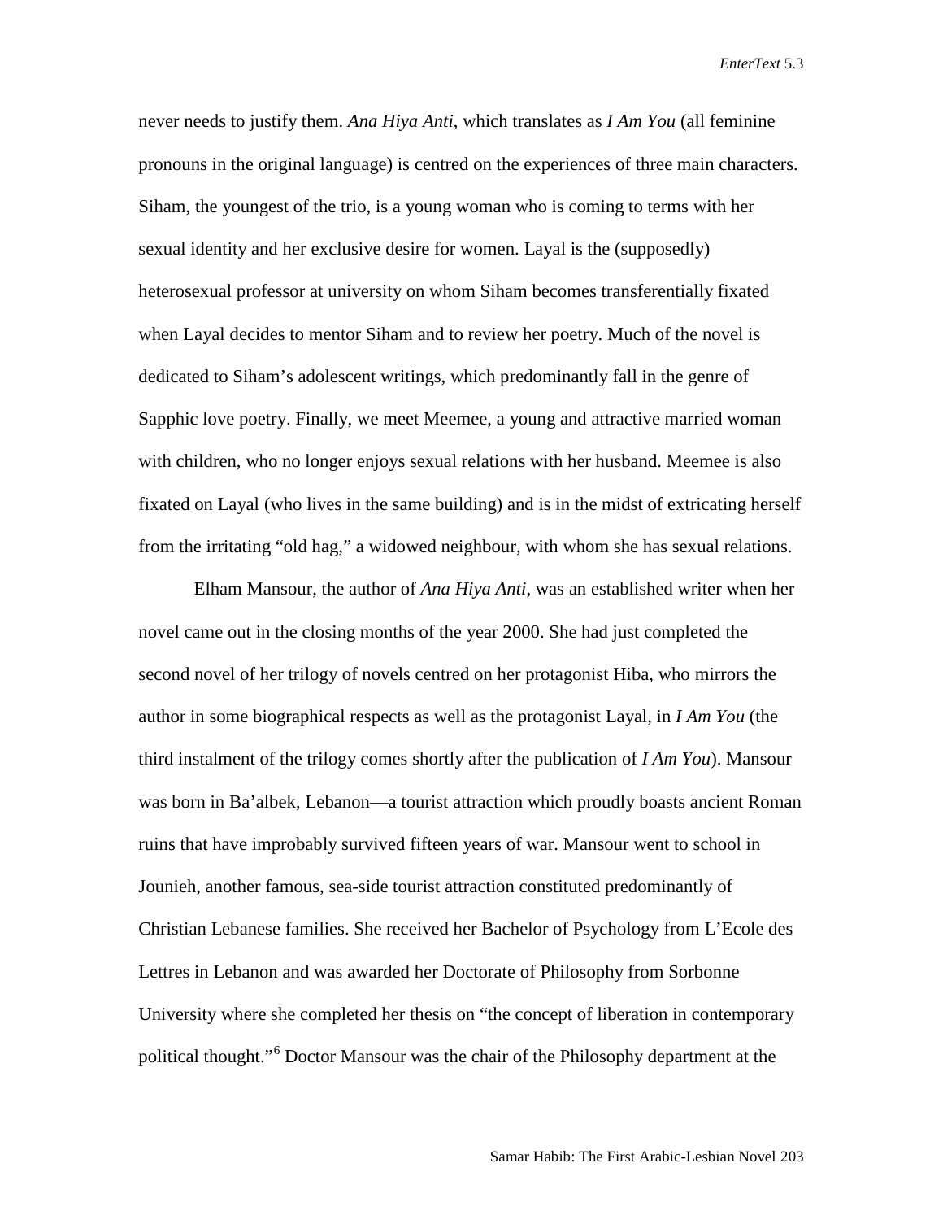never needs to justify them. *Ana Hiya Anti*, which translates as *I Am You* (all feminine pronouns in the original language) is centred on the experiences of three main characters. Siham, the youngest of the trio, is a young woman who is coming to terms with her sexual identity and her exclusive desire for women. Layal is the (supposedly) heterosexual professor at university on whom Siham becomes transferentially fixated when Layal decides to mentor Siham and to review her poetry. Much of the novel is dedicated to Siham's adolescent writings, which predominantly fall in the genre of Sapphic love poetry. Finally, we meet Meemee, a young and attractive married woman with children, who no longer enjoys sexual relations with her husband. Meemee is also fixated on Layal (who lives in the same building) and is in the midst of extricating herself from the irritating "old hag," a widowed neighbour, with whom she has sexual relations.

Elham Mansour, the author of *Ana Hiya Anti*, was an established writer when her novel came out in the closing months of the year 2000. She had just completed the second novel of her trilogy of novels centred on her protagonist Hiba, who mirrors the author in some biographical respects as well as the protagonist Layal, in *I Am You* (the third instalment of the trilogy comes shortly after the publication of *I Am You*). Mansour was born in Ba'albek, Lebanon—a tourist attraction which proudly boasts ancient Roman ruins that have improbably survived fifteen years of war. Mansour went to school in Jounieh, another famous, sea-side tourist attraction constituted predominantly of Christian Lebanese families. She received her Bachelor of Psychology from L'Ecole des Lettres in Lebanon and was awarded her Doctorate of Philosophy from Sorbonne University where she completed her thesis on "the concept of liberation in contemporary political thought."[6] Doctor Mansour was the chair of the Philosophy department at the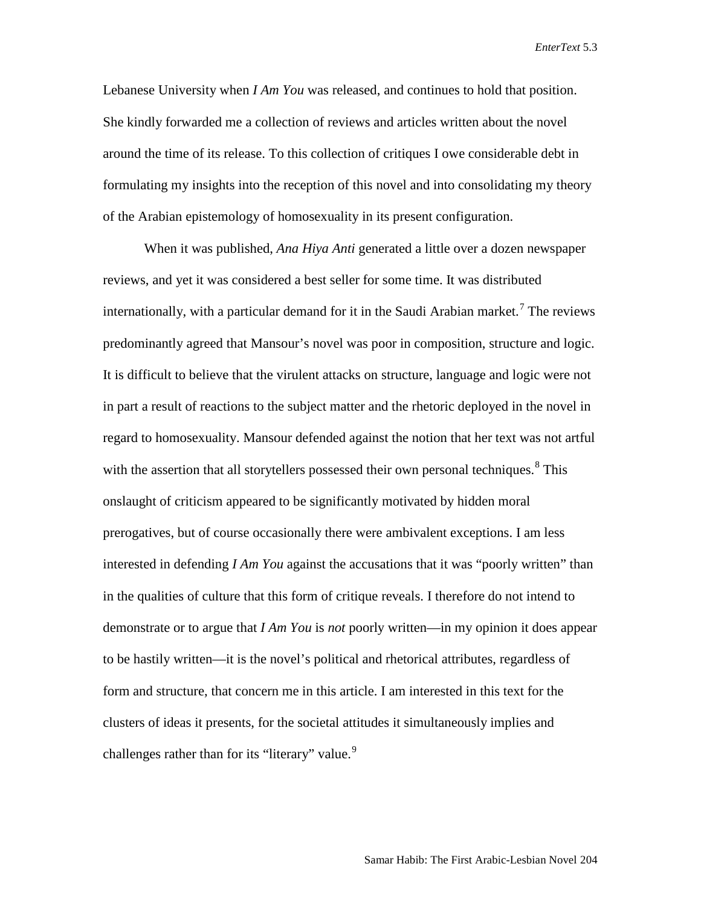Lebanese University when *I Am You* was released, and continues to hold that position. She kindly forwarded me a collection of reviews and articles written about the novel around the time of its release. To this collection of critiques I owe considerable debt in formulating my insights into the reception of this novel and into consolidating my theory of the Arabian epistemology of homosexuality in its present configuration.

When it was published, *Ana Hiya Anti* generated a little over a dozen newspaper reviews, and yet it was considered a best seller for some time. It was distributed internationally, with a particular demand for it in the Saudi Arabian market.[7] The reviews predominantly agreed that Mansour's novel was poor in composition, structure and logic. It is difficult to believe that the virulent attacks on structure, language and logic were not in part a result of reactions to the subject matter and the rhetoric deployed in the novel in regard to homosexuality. Mansour defended against the notion that her text was not artful with the assertion that all storytellers possessed their own personal techniques.[8] This onslaught of criticism appeared to be significantly motivated by hidden moral prerogatives, but of course occasionally there were ambivalent exceptions. I am less interested in defending *I Am You* against the accusations that it was "poorly written" than in the qualities of culture that this form of critique reveals. I therefore do not intend to demonstrate or to argue that *I Am You* is *not* poorly written—in my opinion it does appear to be hastily written—it is the novel's political and rhetorical attributes, regardless of form and structure, that concern me in this article. I am interested in this text for the clusters of ideas it presents, for the societal attitudes it simultaneously implies and challenges rather than for its "literary" value.[9]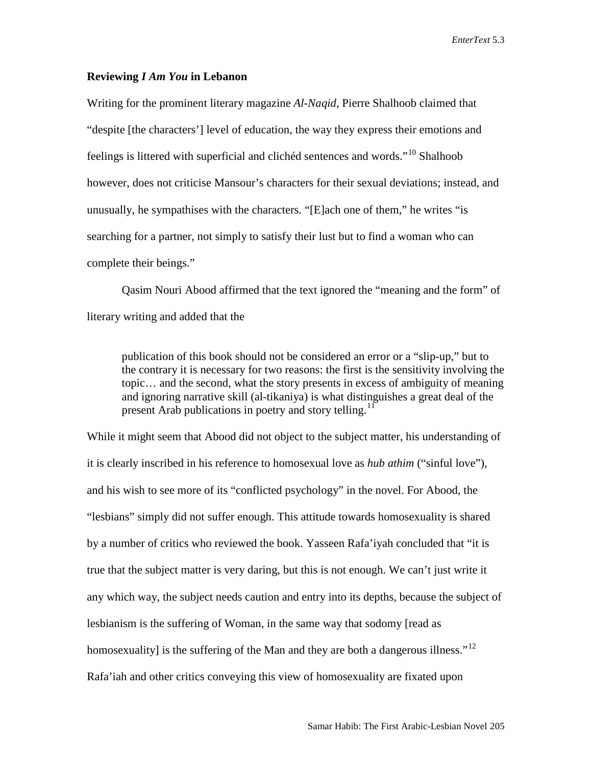### Reviewing *I Am You* in Lebanon

Writing for the prominent literary magazine *Al-Naqid*, Pierre Shalhoob claimed that "despite [the characters'] level of education, the way they express their emotions and feelings is littered with superficial and clichéd sentences and words."[10] Shalhoob however, does not criticise Mansour's characters for their sexual deviations; instead, and unusually, he sympathises with the characters. "[E]ach one of them," he writes "is searching for a partner, not simply to satisfy their lust but to find a woman who can complete their beings."

Qasim Nouri Abood affirmed that the text ignored the "meaning and the form" of literary writing and added that the

> publication of this book should not be considered an error or a "slip-up," but to the contrary it is necessary for two reasons: the first is the sensitivity involving the topic… and the second, what the story presents in excess of ambiguity of meaning and ignoring narrative skill (al-tikaniya) is what distinguishes a great deal of the present Arab publications in poetry and story telling.[11]

While it might seem that Abood did not object to the subject matter, his understanding of it is clearly inscribed in his reference to homosexual love as *hub athim* ("sinful love"), and his wish to see more of its "conflicted psychology" in the novel. For Abood, the "lesbians" simply did not suffer enough. This attitude towards homosexuality is shared by a number of critics who reviewed the book. Yasseen Rafa'iyah concluded that "it is true that the subject matter is very daring, but this is not enough. We can't just write it any which way, the subject needs caution and entry into its depths, because the subject of lesbianism is the suffering of Woman, in the same way that sodomy [read as homosexuality] is the suffering of the Man and they are both a dangerous illness."[12] Rafa'iah and other critics conveying this view of homosexuality are fixated upon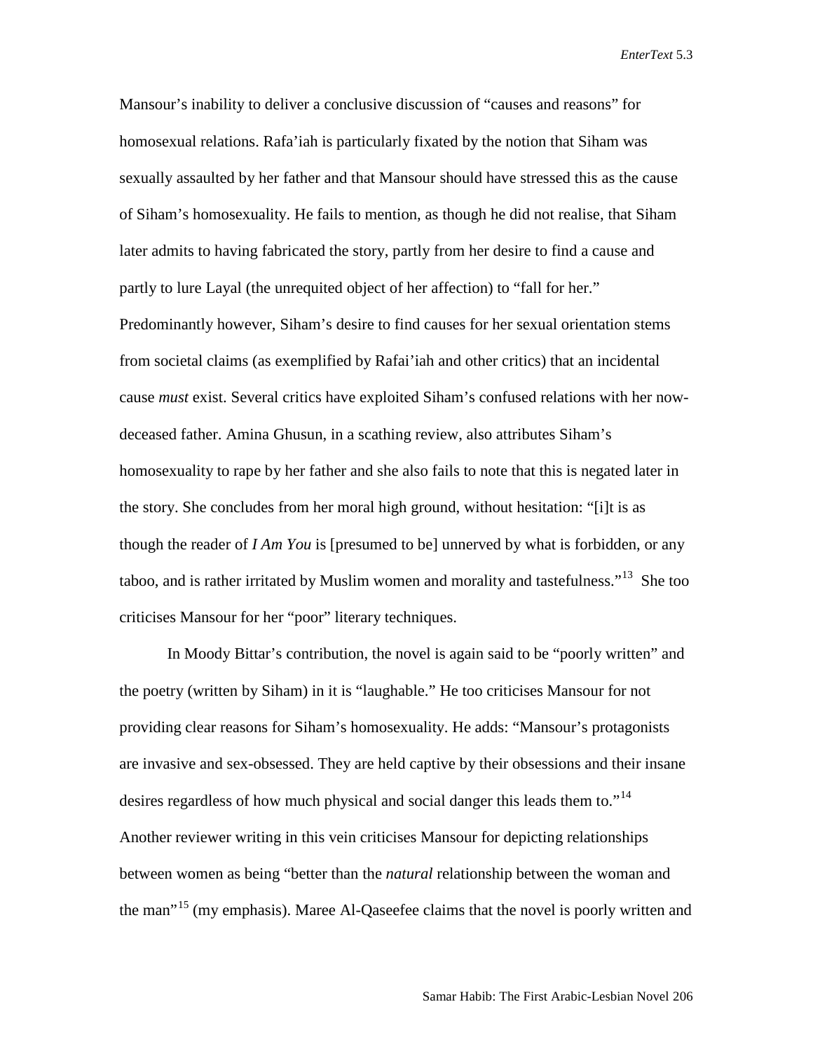Mansour's inability to deliver a conclusive discussion of "causes and reasons" for homosexual relations. Rafa'iah is particularly fixated by the notion that Siham was sexually assaulted by her father and that Mansour should have stressed this as the cause of Siham's homosexuality. He fails to mention, as though he did not realise, that Siham later admits to having fabricated the story, partly from her desire to find a cause and partly to lure Layal (the unrequited object of her affection) to "fall for her." Predominantly however, Siham's desire to find causes for her sexual orientation stems from societal claims (as exemplified by Rafai'iah and other critics) that an incidental cause *must* exist. Several critics have exploited Siham's confused relations with her now-deceased father. Amina Ghusun, in a scathing review, also attributes Siham's homosexuality to rape by her father and she also fails to note that this is negated later in the story. She concludes from her moral high ground, without hesitation: "[i]t is as though the reader of *I Am You* is [presumed to be] unnerved by what is forbidden, or any taboo, and is rather irritated by Muslim women and morality and tastefulness."[13] She too criticises Mansour for her "poor" literary techniques.

In Moody Bittar's contribution, the novel is again said to be "poorly written" and the poetry (written by Siham) in it is "laughable." He too criticises Mansour for not providing clear reasons for Siham's homosexuality. He adds: "Mansour's protagonists are invasive and sex-obsessed. They are held captive by their obsessions and their insane desires regardless of how much physical and social danger this leads them to."[14] Another reviewer writing in this vein criticises Mansour for depicting relationships between women as being "better than the *natural* relationship between the woman and the man"[15] (my emphasis). Maree Al-Qaseefee claims that the novel is poorly written and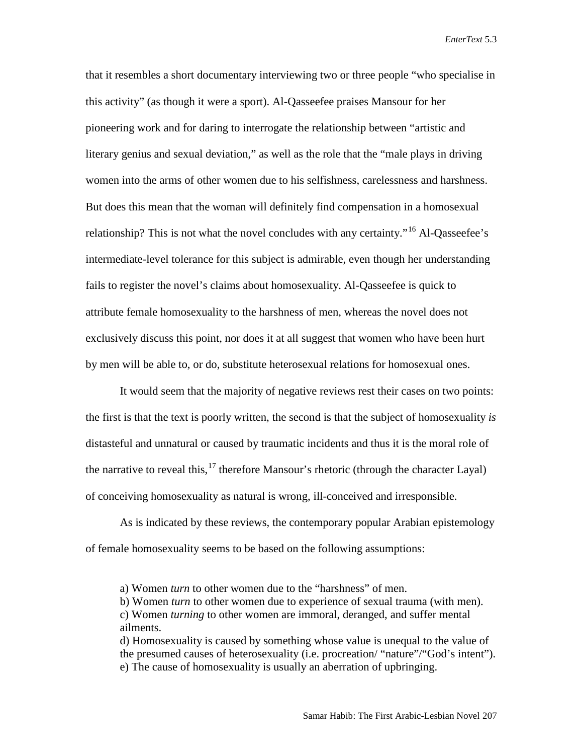that it resembles a short documentary interviewing two or three people "who specialise in this activity" (as though it were a sport). Al-Qasseefee praises Mansour for her pioneering work and for daring to interrogate the relationship between "artistic and literary genius and sexual deviation," as well as the role that the "male plays in driving women into the arms of other women due to his selfishness, carelessness and harshness. But does this mean that the woman will definitely find compensation in a homosexual relationship? This is not what the novel concludes with any certainty."[16] Al-Qasseefee's intermediate-level tolerance for this subject is admirable, even though her understanding fails to register the novel's claims about homosexuality. Al-Qasseefee is quick to attribute female homosexuality to the harshness of men, whereas the novel does not exclusively discuss this point, nor does it at all suggest that women who have been hurt by men will be able to, or do, substitute heterosexual relations for homosexual ones.

It would seem that the majority of negative reviews rest their cases on two points: the first is that the text is poorly written, the second is that the subject of homosexuality *is* distasteful and unnatural or caused by traumatic incidents and thus it is the moral role of the narrative to reveal this,[17] therefore Mansour's rhetoric (through the character Layal) of conceiving homosexuality as natural is wrong, ill-conceived and irresponsible.

As is indicated by these reviews, the contemporary popular Arabian epistemology of female homosexuality seems to be based on the following assumptions:

> a) Women *turn* to other women due to the "harshness" of men.
> b) Women *turn* to other women due to experience of sexual trauma (with men).
> c) Women *turning* to other women are immoral, deranged, and suffer mental ailments.
> d) Homosexuality is caused by something whose value is unequal to the value of the presumed causes of heterosexuality (i.e. procreation/ "nature"/"God's intent").
> e) The cause of homosexuality is usually an aberration of upbringing.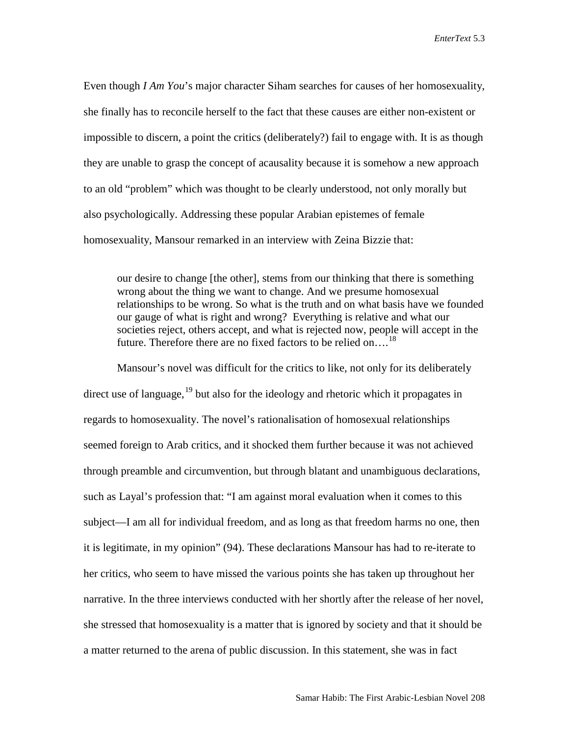Even though *I Am You*'s major character Siham searches for causes of her homosexuality, she finally has to reconcile herself to the fact that these causes are either non-existent or impossible to discern, a point the critics (deliberately?) fail to engage with. It is as though they are unable to grasp the concept of acausality because it is somehow a new approach to an old "problem" which was thought to be clearly understood, not only morally but also psychologically. Addressing these popular Arabian epistemes of female homosexuality, Mansour remarked in an interview with Zeina Bizzie that:

> our desire to change [the other], stems from our thinking that there is something wrong about the thing we want to change. And we presume homosexual relationships to be wrong. So what is the truth and on what basis have we founded our gauge of what is right and wrong? Everything is relative and what our societies reject, others accept, and what is rejected now, people will accept in the future. Therefore there are no fixed factors to be relied on….[18]

Mansour's novel was difficult for the critics to like, not only for its deliberately direct use of language,[19] but also for the ideology and rhetoric which it propagates in regards to homosexuality. The novel's rationalisation of homosexual relationships seemed foreign to Arab critics, and it shocked them further because it was not achieved through preamble and circumvention, but through blatant and unambiguous declarations, such as Layal's profession that: "I am against moral evaluation when it comes to this subject—I am all for individual freedom, and as long as that freedom harms no one, then it is legitimate, in my opinion" (94). These declarations Mansour has had to re-iterate to her critics, who seem to have missed the various points she has taken up throughout her narrative. In the three interviews conducted with her shortly after the release of her novel, she stressed that homosexuality is a matter that is ignored by society and that it should be a matter returned to the arena of public discussion. In this statement, she was in fact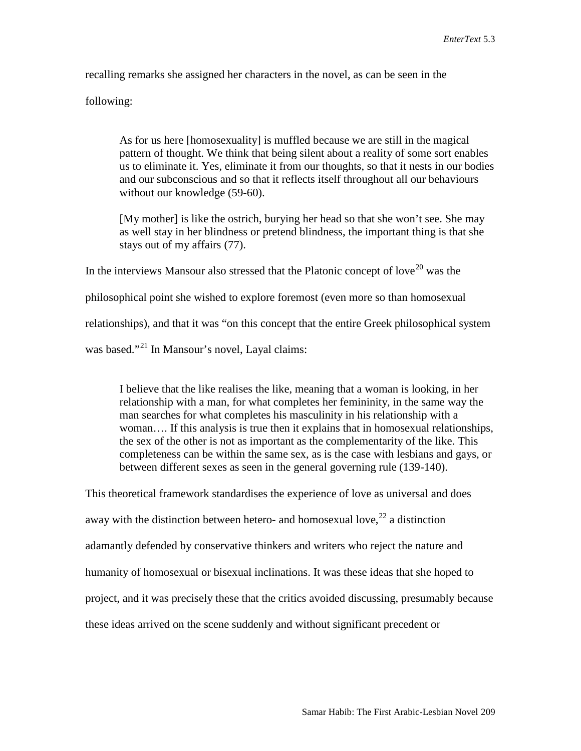recalling remarks she assigned her characters in the novel, as can be seen in the following:

> As for us here [homosexuality] is muffled because we are still in the magical pattern of thought. We think that being silent about a reality of some sort enables us to eliminate it. Yes, eliminate it from our thoughts, so that it nests in our bodies and our subconscious and so that it reflects itself throughout all our behaviours without our knowledge (59-60).
>
> [My mother] is like the ostrich, burying her head so that she won't see. She may as well stay in her blindness or pretend blindness, the important thing is that she stays out of my affairs (77).

In the interviews Mansour also stressed that the Platonic concept of love[20] was the philosophical point she wished to explore foremost (even more so than homosexual relationships), and that it was "on this concept that the entire Greek philosophical system was based."[21] In Mansour's novel, Layal claims:

> I believe that the like realises the like, meaning that a woman is looking, in her relationship with a man, for what completes her femininity, in the same way the man searches for what completes his masculinity in his relationship with a woman…. If this analysis is true then it explains that in homosexual relationships, the sex of the other is not as important as the complementarity of the like. This completeness can be within the same sex, as is the case with lesbians and gays, or between different sexes as seen in the general governing rule (139-140).

This theoretical framework standardises the experience of love as universal and does away with the distinction between hetero- and homosexual love,[22] a distinction adamantly defended by conservative thinkers and writers who reject the nature and humanity of homosexual or bisexual inclinations. It was these ideas that she hoped to project, and it was precisely these that the critics avoided discussing, presumably because these ideas arrived on the scene suddenly and without significant precedent or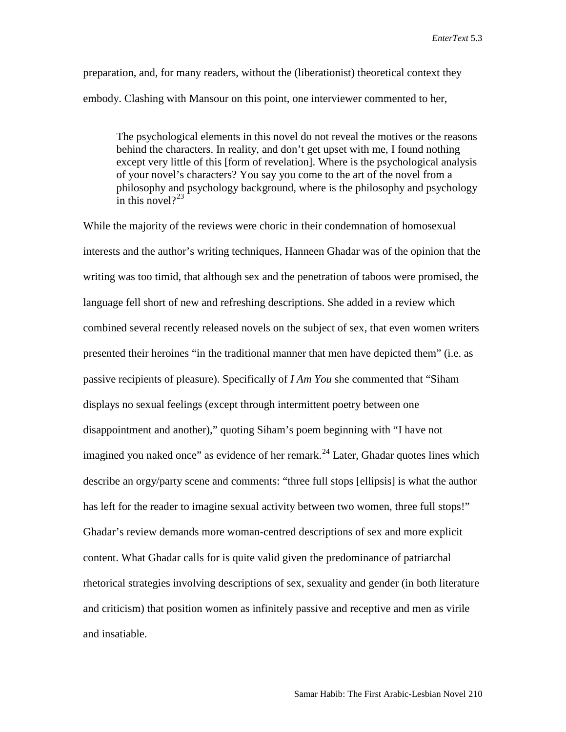preparation, and, for many readers, without the (liberationist) theoretical context they embody. Clashing with Mansour on this point, one interviewer commented to her,

> The psychological elements in this novel do not reveal the motives or the reasons behind the characters. In reality, and don't get upset with me, I found nothing except very little of this [form of revelation]. Where is the psychological analysis of your novel's characters? You say you come to the art of the novel from a philosophy and psychology background, where is the philosophy and psychology in this novel?[23]

While the majority of the reviews were choric in their condemnation of homosexual interests and the author's writing techniques, Hanneen Ghadar was of the opinion that the writing was too timid, that although sex and the penetration of taboos were promised, the language fell short of new and refreshing descriptions. She added in a review which combined several recently released novels on the subject of sex, that even women writers presented their heroines "in the traditional manner that men have depicted them" (i.e. as passive recipients of pleasure). Specifically of *I Am You* she commented that "Siham displays no sexual feelings (except through intermittent poetry between one disappointment and another)," quoting Siham's poem beginning with "I have not imagined you naked once" as evidence of her remark.[24] Later, Ghadar quotes lines which describe an orgy/party scene and comments: "three full stops [ellipsis] is what the author has left for the reader to imagine sexual activity between two women, three full stops!" Ghadar's review demands more woman-centred descriptions of sex and more explicit content. What Ghadar calls for is quite valid given the predominance of patriarchal rhetorical strategies involving descriptions of sex, sexuality and gender (in both literature and criticism) that position women as infinitely passive and receptive and men as virile and insatiable.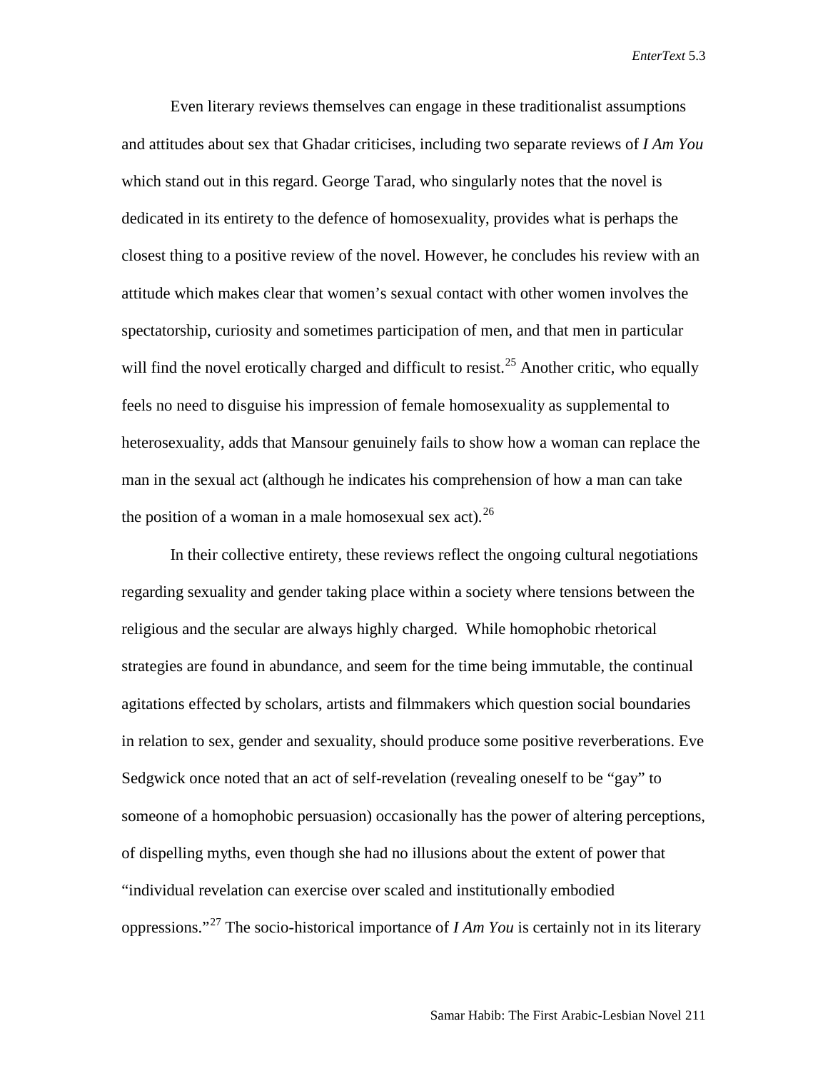Even literary reviews themselves can engage in these traditionalist assumptions and attitudes about sex that Ghadar criticises, including two separate reviews of *I Am You* which stand out in this regard. George Tarad, who singularly notes that the novel is dedicated in its entirety to the defence of homosexuality, provides what is perhaps the closest thing to a positive review of the novel. However, he concludes his review with an attitude which makes clear that women's sexual contact with other women involves the spectatorship, curiosity and sometimes participation of men, and that men in particular will find the novel erotically charged and difficult to resist.[25] Another critic, who equally feels no need to disguise his impression of female homosexuality as supplemental to heterosexuality, adds that Mansour genuinely fails to show how a woman can replace the man in the sexual act (although he indicates his comprehension of how a man can take the position of a woman in a male homosexual sex act).[26]

In their collective entirety, these reviews reflect the ongoing cultural negotiations regarding sexuality and gender taking place within a society where tensions between the religious and the secular are always highly charged. While homophobic rhetorical strategies are found in abundance, and seem for the time being immutable, the continual agitations effected by scholars, artists and filmmakers which question social boundaries in relation to sex, gender and sexuality, should produce some positive reverberations. Eve Sedgwick once noted that an act of self-revelation (revealing oneself to be "gay" to someone of a homophobic persuasion) occasionally has the power of altering perceptions, of dispelling myths, even though she had no illusions about the extent of power that "individual revelation can exercise over scaled and institutionally embodied oppressions."[27] The socio-historical importance of *I Am You* is certainly not in its literary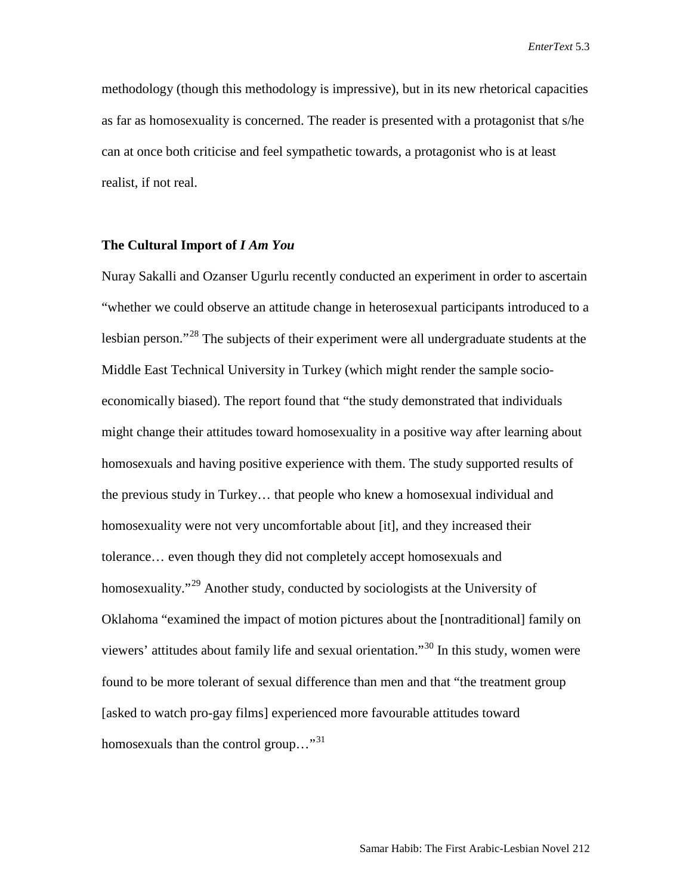methodology (though this methodology is impressive), but in its new rhetorical capacities as far as homosexuality is concerned. The reader is presented with a protagonist that s/he can at once both criticise and feel sympathetic towards, a protagonist who is at least realist, if not real.

### The Cultural Import of *I Am You*

Nuray Sakalli and Ozanser Ugurlu recently conducted an experiment in order to ascertain "whether we could observe an attitude change in heterosexual participants introduced to a lesbian person."[28] The subjects of their experiment were all undergraduate students at the Middle East Technical University in Turkey (which might render the sample socio-economically biased). The report found that "the study demonstrated that individuals might change their attitudes toward homosexuality in a positive way after learning about homosexuals and having positive experience with them. The study supported results of the previous study in Turkey… that people who knew a homosexual individual and homosexuality were not very uncomfortable about [it], and they increased their tolerance… even though they did not completely accept homosexuals and homosexuality."[29] Another study, conducted by sociologists at the University of Oklahoma "examined the impact of motion pictures about the [nontraditional] family on viewers' attitudes about family life and sexual orientation."[30] In this study, women were found to be more tolerant of sexual difference than men and that "the treatment group [asked to watch pro-gay films] experienced more favourable attitudes toward homosexuals than the control group…"[31]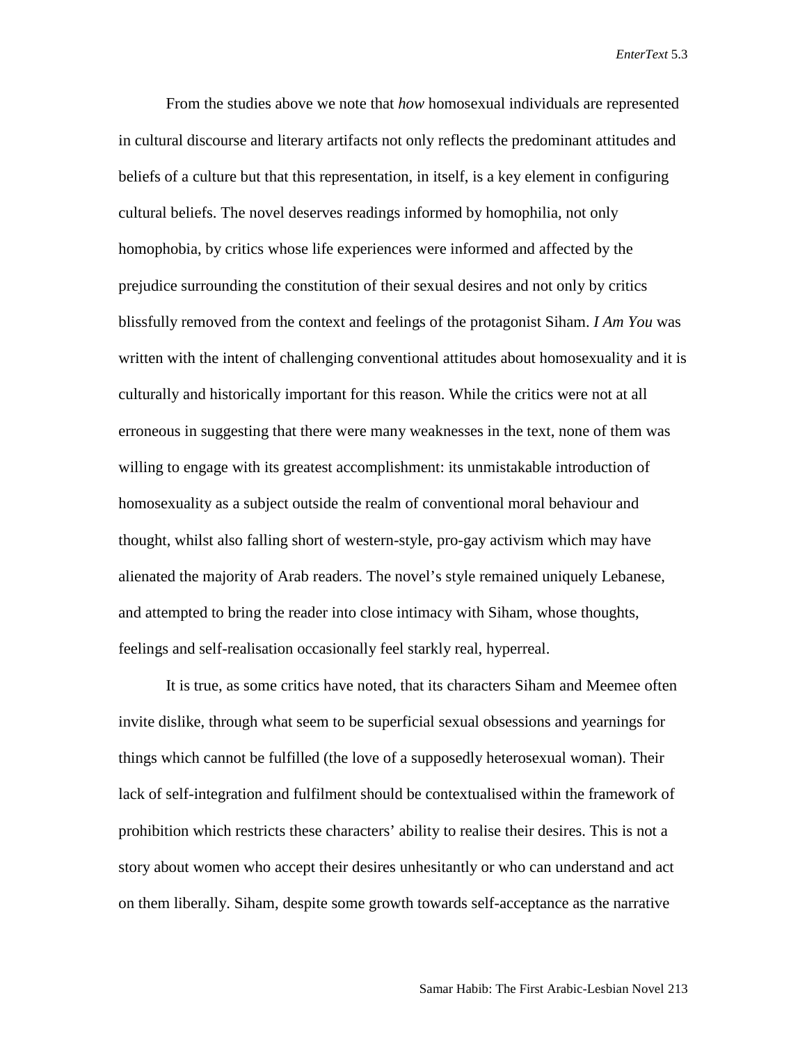From the studies above we note that *how* homosexual individuals are represented in cultural discourse and literary artifacts not only reflects the predominant attitudes and beliefs of a culture but that this representation, in itself, is a key element in configuring cultural beliefs. The novel deserves readings informed by homophilia, not only homophobia, by critics whose life experiences were informed and affected by the prejudice surrounding the constitution of their sexual desires and not only by critics blissfully removed from the context and feelings of the protagonist Siham. *I Am You* was written with the intent of challenging conventional attitudes about homosexuality and it is culturally and historically important for this reason. While the critics were not at all erroneous in suggesting that there were many weaknesses in the text, none of them was willing to engage with its greatest accomplishment: its unmistakable introduction of homosexuality as a subject outside the realm of conventional moral behaviour and thought, whilst also falling short of western-style, pro-gay activism which may have alienated the majority of Arab readers. The novel's style remained uniquely Lebanese, and attempted to bring the reader into close intimacy with Siham, whose thoughts, feelings and self-realisation occasionally feel starkly real, hyperreal.

It is true, as some critics have noted, that its characters Siham and Meemee often invite dislike, through what seem to be superficial sexual obsessions and yearnings for things which cannot be fulfilled (the love of a supposedly heterosexual woman). Their lack of self-integration and fulfilment should be contextualised within the framework of prohibition which restricts these characters' ability to realise their desires. This is not a story about women who accept their desires unhesitantly or who can understand and act on them liberally. Siham, despite some growth towards self-acceptance as the narrative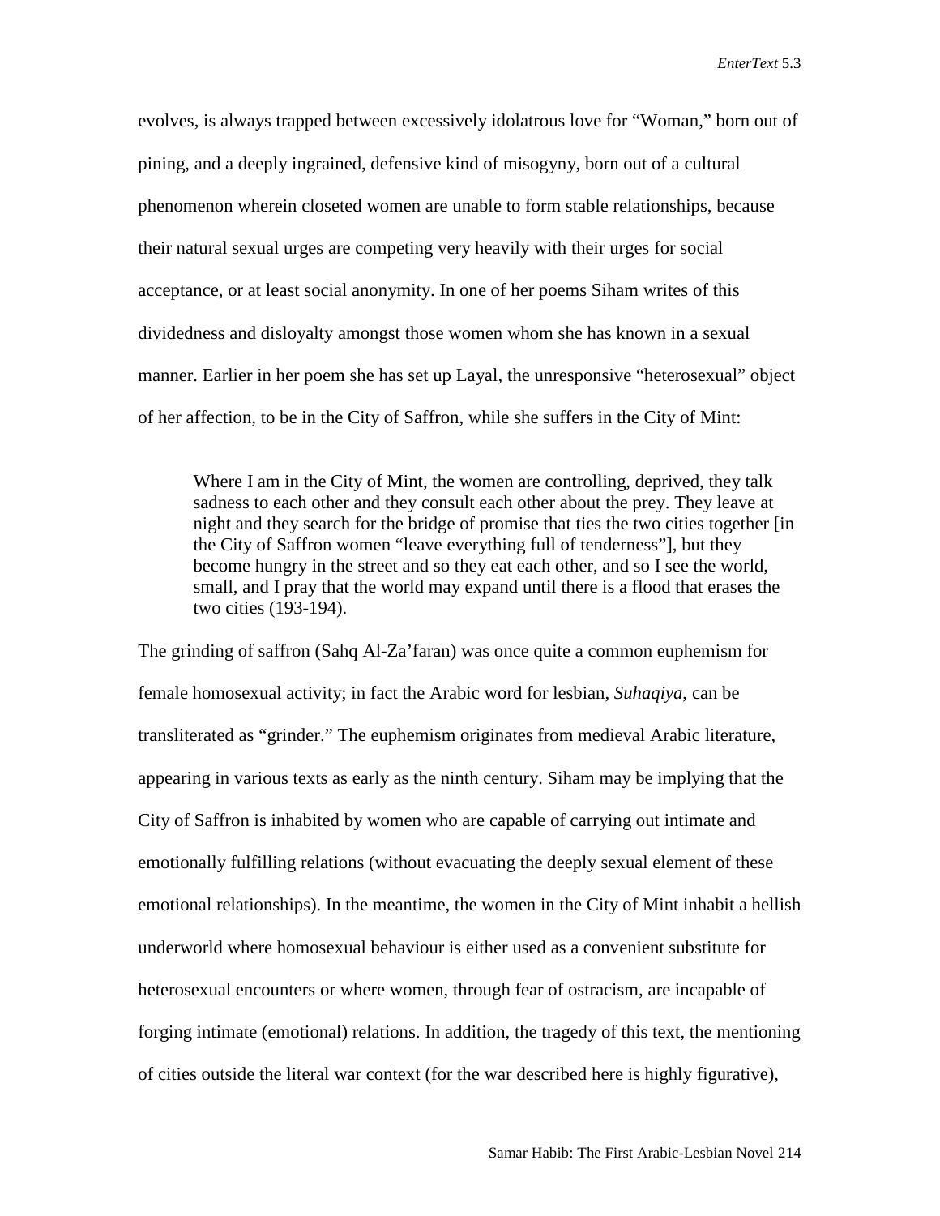evolves, is always trapped between excessively idolatrous love for "Woman," born out of pining, and a deeply ingrained, defensive kind of misogyny, born out of a cultural phenomenon wherein closeted women are unable to form stable relationships, because their natural sexual urges are competing very heavily with their urges for social acceptance, or at least social anonymity. In one of her poems Siham writes of this dividedness and disloyalty amongst those women whom she has known in a sexual manner. Earlier in her poem she has set up Layal, the unresponsive "heterosexual" object of her affection, to be in the City of Saffron, while she suffers in the City of Mint:

> Where I am in the City of Mint, the women are controlling, deprived, they talk sadness to each other and they consult each other about the prey. They leave at night and they search for the bridge of promise that ties the two cities together [in the City of Saffron women "leave everything full of tenderness"], but they become hungry in the street and so they eat each other, and so I see the world, small, and I pray that the world may expand until there is a flood that erases the two cities (193-194).

The grinding of saffron (Sahq Al-Za'faran) was once quite a common euphemism for female homosexual activity; in fact the Arabic word for lesbian, *Suhaqiya*, can be transliterated as "grinder." The euphemism originates from medieval Arabic literature, appearing in various texts as early as the ninth century. Siham may be implying that the City of Saffron is inhabited by women who are capable of carrying out intimate and emotionally fulfilling relations (without evacuating the deeply sexual element of these emotional relationships). In the meantime, the women in the City of Mint inhabit a hellish underworld where homosexual behaviour is either used as a convenient substitute for heterosexual encounters or where women, through fear of ostracism, are incapable of forging intimate (emotional) relations. In addition, the tragedy of this text, the mentioning of cities outside the literal war context (for the war described here is highly figurative),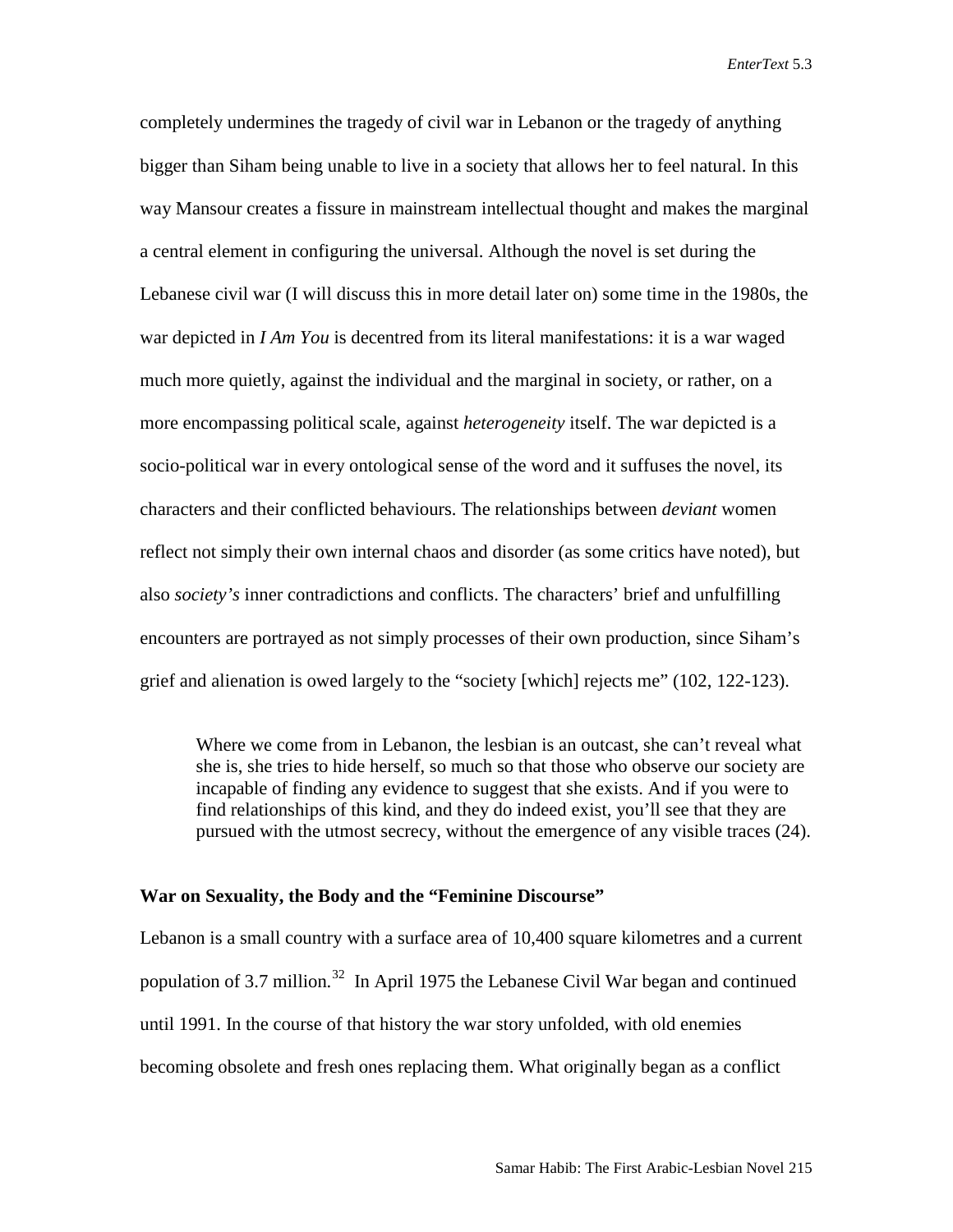completely undermines the tragedy of civil war in Lebanon or the tragedy of anything bigger than Siham being unable to live in a society that allows her to feel natural. In this way Mansour creates a fissure in mainstream intellectual thought and makes the marginal a central element in configuring the universal. Although the novel is set during the Lebanese civil war (I will discuss this in more detail later on) some time in the 1980s, the war depicted in *I Am You* is decentred from its literal manifestations: it is a war waged much more quietly, against the individual and the marginal in society, or rather, on a more encompassing political scale, against *heterogeneity* itself. The war depicted is a socio-political war in every ontological sense of the word and it suffuses the novel, its characters and their conflicted behaviours. The relationships between *deviant* women reflect not simply their own internal chaos and disorder (as some critics have noted), but also *society's* inner contradictions and conflicts. The characters' brief and unfulfilling encounters are portrayed as not simply processes of their own production, since Siham's grief and alienation is owed largely to the "society [which] rejects me" (102, 122-123).

> Where we come from in Lebanon, the lesbian is an outcast, she can't reveal what she is, she tries to hide herself, so much so that those who observe our society are incapable of finding any evidence to suggest that she exists. And if you were to find relationships of this kind, and they do indeed exist, you'll see that they are pursued with the utmost secrecy, without the emergence of any visible traces (24).

### War on Sexuality, the Body and the "Feminine Discourse"

Lebanon is a small country with a surface area of 10,400 square kilometres and a current population of 3.7 million.[32] In April 1975 the Lebanese Civil War began and continued until 1991. In the course of that history the war story unfolded, with old enemies becoming obsolete and fresh ones replacing them. What originally began as a conflict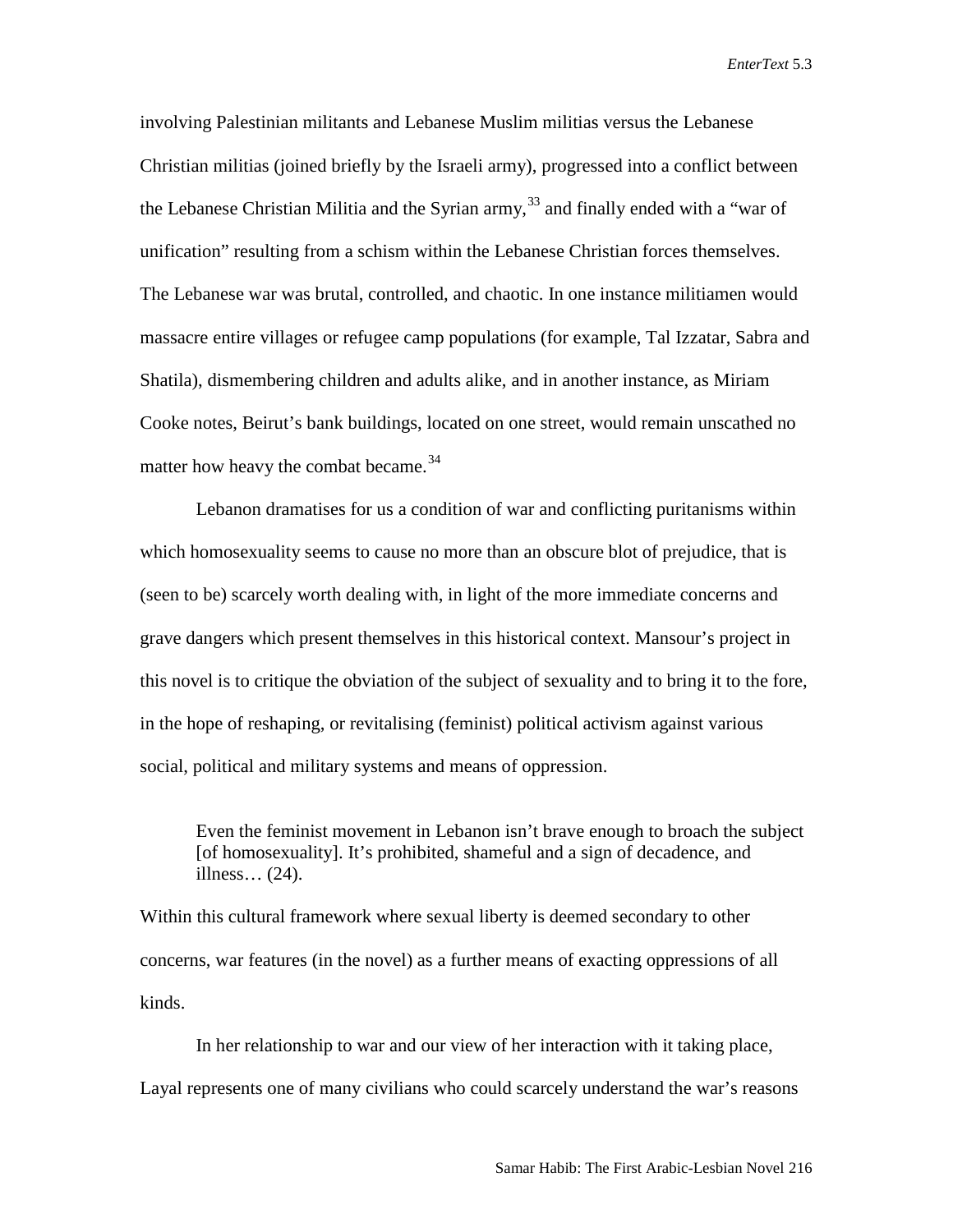involving Palestinian militants and Lebanese Muslim militias versus the Lebanese Christian militias (joined briefly by the Israeli army), progressed into a conflict between the Lebanese Christian Militia and the Syrian army,[33] and finally ended with a "war of unification" resulting from a schism within the Lebanese Christian forces themselves. The Lebanese war was brutal, controlled, and chaotic. In one instance militiamen would massacre entire villages or refugee camp populations (for example, Tal Izzatar, Sabra and Shatila), dismembering children and adults alike, and in another instance, as Miriam Cooke notes, Beirut's bank buildings, located on one street, would remain unscathed no matter how heavy the combat became.[34]

Lebanon dramatises for us a condition of war and conflicting puritanisms within which homosexuality seems to cause no more than an obscure blot of prejudice, that is (seen to be) scarcely worth dealing with, in light of the more immediate concerns and grave dangers which present themselves in this historical context. Mansour's project in this novel is to critique the obviation of the subject of sexuality and to bring it to the fore, in the hope of reshaping, or revitalising (feminist) political activism against various social, political and military systems and means of oppression.

> Even the feminist movement in Lebanon isn't brave enough to broach the subject [of homosexuality]. It's prohibited, shameful and a sign of decadence, and illness… (24).

Within this cultural framework where sexual liberty is deemed secondary to other concerns, war features (in the novel) as a further means of exacting oppressions of all kinds.

In her relationship to war and our view of her interaction with it taking place, Layal represents one of many civilians who could scarcely understand the war's reasons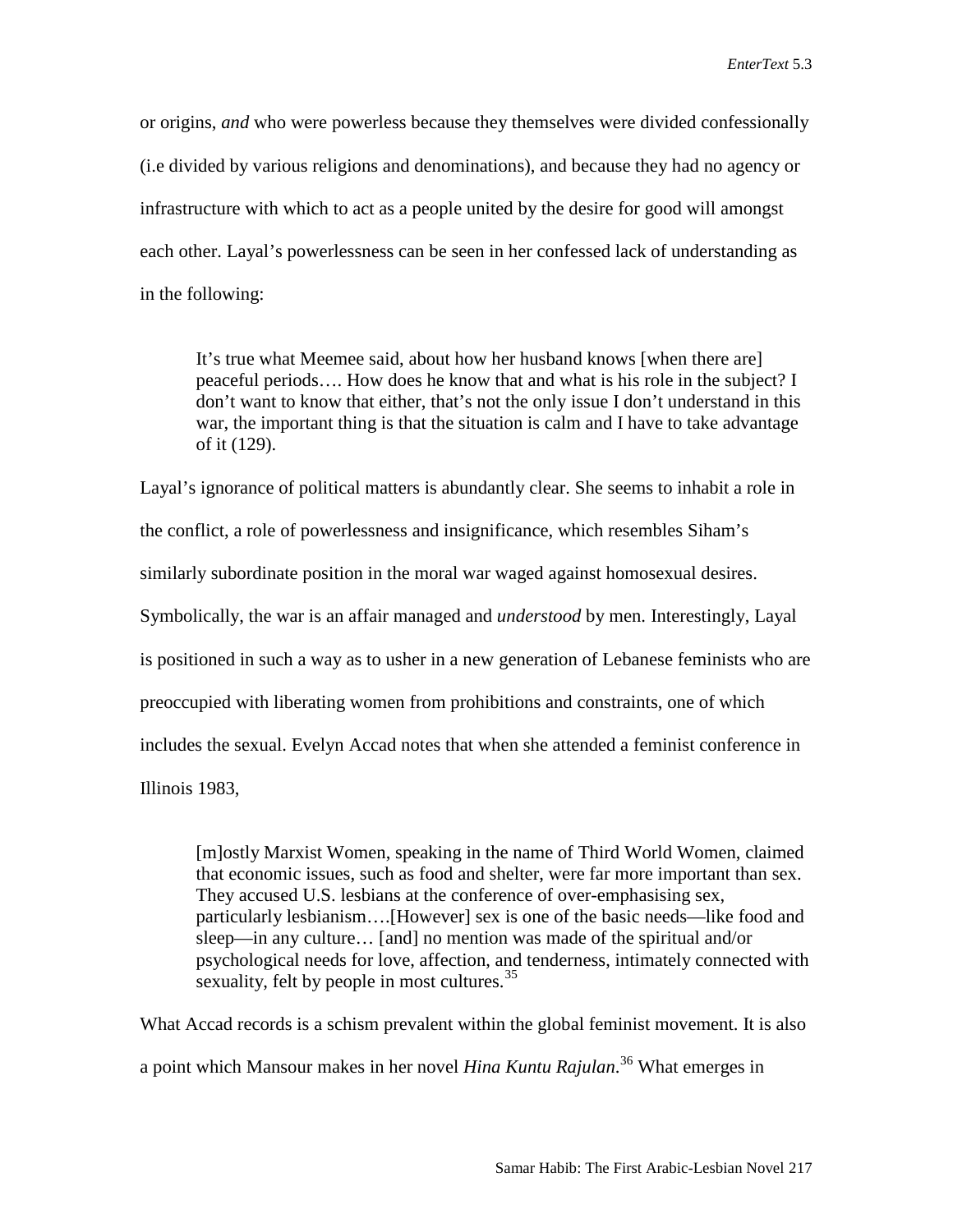or origins, *and* who were powerless because they themselves were divided confessionally (i.e divided by various religions and denominations), and because they had no agency or infrastructure with which to act as a people united by the desire for good will amongst each other. Layal's powerlessness can be seen in her confessed lack of understanding as in the following:

> It's true what Meemee said, about how her husband knows [when there are] peaceful periods…. How does he know that and what is his role in the subject? I don't want to know that either, that's not the only issue I don't understand in this war, the important thing is that the situation is calm and I have to take advantage of it (129).

Layal's ignorance of political matters is abundantly clear. She seems to inhabit a role in the conflict, a role of powerlessness and insignificance, which resembles Siham's similarly subordinate position in the moral war waged against homosexual desires. Symbolically, the war is an affair managed and *understood* by men. Interestingly, Layal is positioned in such a way as to usher in a new generation of Lebanese feminists who are preoccupied with liberating women from prohibitions and constraints, one of which includes the sexual. Evelyn Accad notes that when she attended a feminist conference in Illinois 1983,

> [m]ostly Marxist Women, speaking in the name of Third World Women, claimed that economic issues, such as food and shelter, were far more important than sex. They accused U.S. lesbians at the conference of over-emphasising sex, particularly lesbianism….[However] sex is one of the basic needs—like food and sleep—in any culture… [and] no mention was made of the spiritual and/or psychological needs for love, affection, and tenderness, intimately connected with sexuality, felt by people in most cultures.[35]

What Accad records is a schism prevalent within the global feminist movement. It is also a point which Mansour makes in her novel *Hina Kuntu Rajulan*.[36] What emerges in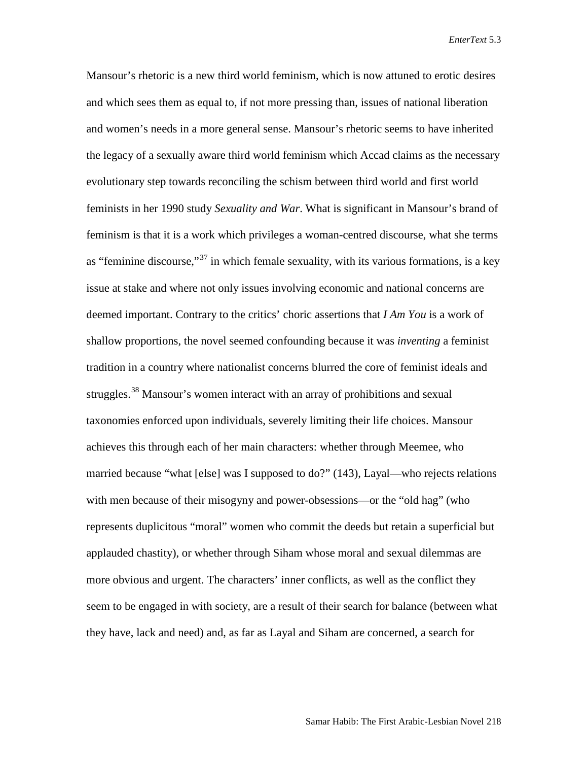Mansour's rhetoric is a new third world feminism, which is now attuned to erotic desires and which sees them as equal to, if not more pressing than, issues of national liberation and women's needs in a more general sense. Mansour's rhetoric seems to have inherited the legacy of a sexually aware third world feminism which Accad claims as the necessary evolutionary step towards reconciling the schism between third world and first world feminists in her 1990 study *Sexuality and War*. What is significant in Mansour's brand of feminism is that it is a work which privileges a woman-centred discourse, what she terms as "feminine discourse,"[37] in which female sexuality, with its various formations, is a key issue at stake and where not only issues involving economic and national concerns are deemed important. Contrary to the critics' choric assertions that *I Am You* is a work of shallow proportions, the novel seemed confounding because it was *inventing* a feminist tradition in a country where nationalist concerns blurred the core of feminist ideals and struggles.[38] Mansour's women interact with an array of prohibitions and sexual taxonomies enforced upon individuals, severely limiting their life choices. Mansour achieves this through each of her main characters: whether through Meemee, who married because "what [else] was I supposed to do?" (143), Layal—who rejects relations with men because of their misogyny and power-obsessions—or the "old hag" (who represents duplicitous "moral" women who commit the deeds but retain a superficial but applauded chastity), or whether through Siham whose moral and sexual dilemmas are more obvious and urgent. The characters' inner conflicts, as well as the conflict they seem to be engaged in with society, are a result of their search for balance (between what they have, lack and need) and, as far as Layal and Siham are concerned, a search for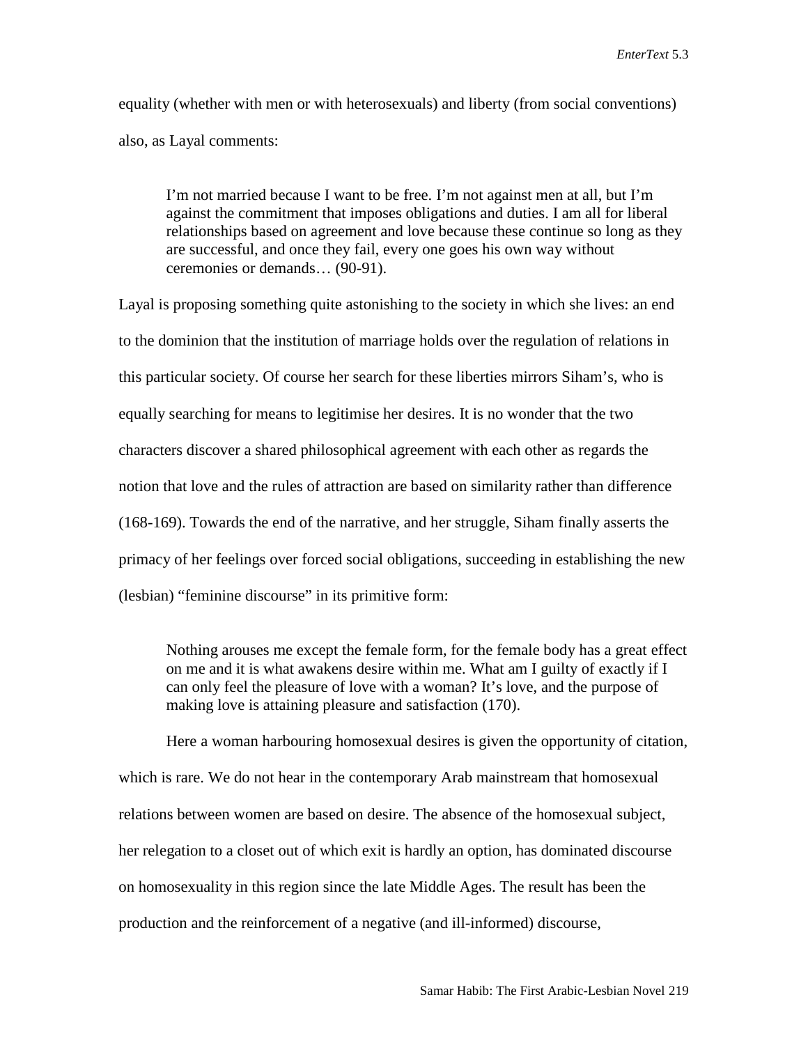equality (whether with men or with heterosexuals) and liberty (from social conventions) also, as Layal comments:

> I'm not married because I want to be free. I'm not against men at all, but I'm against the commitment that imposes obligations and duties. I am all for liberal relationships based on agreement and love because these continue so long as they are successful, and once they fail, every one goes his own way without ceremonies or demands… (90-91).

Layal is proposing something quite astonishing to the society in which she lives: an end to the dominion that the institution of marriage holds over the regulation of relations in this particular society. Of course her search for these liberties mirrors Siham's, who is equally searching for means to legitimise her desires. It is no wonder that the two characters discover a shared philosophical agreement with each other as regards the notion that love and the rules of attraction are based on similarity rather than difference (168-169). Towards the end of the narrative, and her struggle, Siham finally asserts the primacy of her feelings over forced social obligations, succeeding in establishing the new (lesbian) "feminine discourse" in its primitive form:

> Nothing arouses me except the female form, for the female body has a great effect on me and it is what awakens desire within me. What am I guilty of exactly if I can only feel the pleasure of love with a woman? It's love, and the purpose of making love is attaining pleasure and satisfaction (170).

Here a woman harbouring homosexual desires is given the opportunity of citation, which is rare. We do not hear in the contemporary Arab mainstream that homosexual relations between women are based on desire. The absence of the homosexual subject, her relegation to a closet out of which exit is hardly an option, has dominated discourse on homosexuality in this region since the late Middle Ages. The result has been the production and the reinforcement of a negative (and ill-informed) discourse,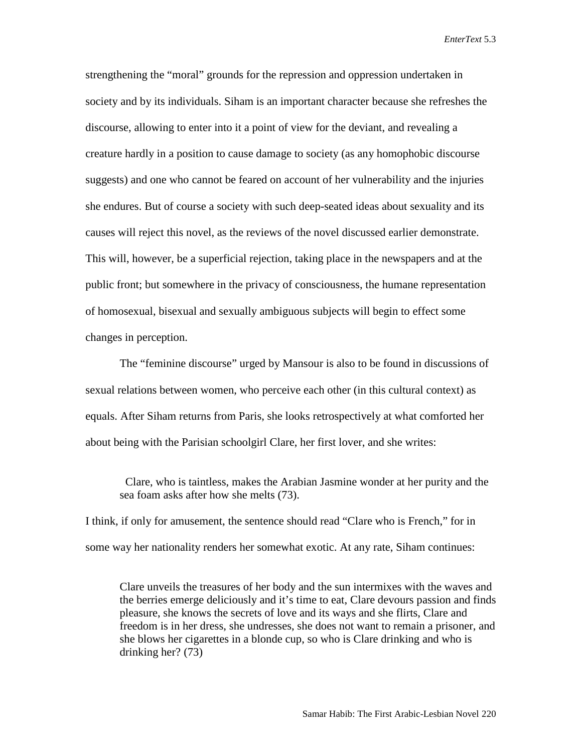strengthening the "moral" grounds for the repression and oppression undertaken in society and by its individuals. Siham is an important character because she refreshes the discourse, allowing to enter into it a point of view for the deviant, and revealing a creature hardly in a position to cause damage to society (as any homophobic discourse suggests) and one who cannot be feared on account of her vulnerability and the injuries she endures. But of course a society with such deep-seated ideas about sexuality and its causes will reject this novel, as the reviews of the novel discussed earlier demonstrate. This will, however, be a superficial rejection, taking place in the newspapers and at the public front; but somewhere in the privacy of consciousness, the humane representation of homosexual, bisexual and sexually ambiguous subjects will begin to effect some changes in perception.

The "feminine discourse" urged by Mansour is also to be found in discussions of sexual relations between women, who perceive each other (in this cultural context) as equals. After Siham returns from Paris, she looks retrospectively at what comforted her about being with the Parisian schoolgirl Clare, her first lover, and she writes:

> Clare, who is taintless, makes the Arabian Jasmine wonder at her purity and the sea foam asks after how she melts (73).

I think, if only for amusement, the sentence should read "Clare who is French," for in some way her nationality renders her somewhat exotic. At any rate, Siham continues:

> Clare unveils the treasures of her body and the sun intermixes with the waves and the berries emerge deliciously and it's time to eat, Clare devours passion and finds pleasure, she knows the secrets of love and its ways and she flirts, Clare and freedom is in her dress, she undresses, she does not want to remain a prisoner, and she blows her cigarettes in a blonde cup, so who is Clare drinking and who is drinking her? (73)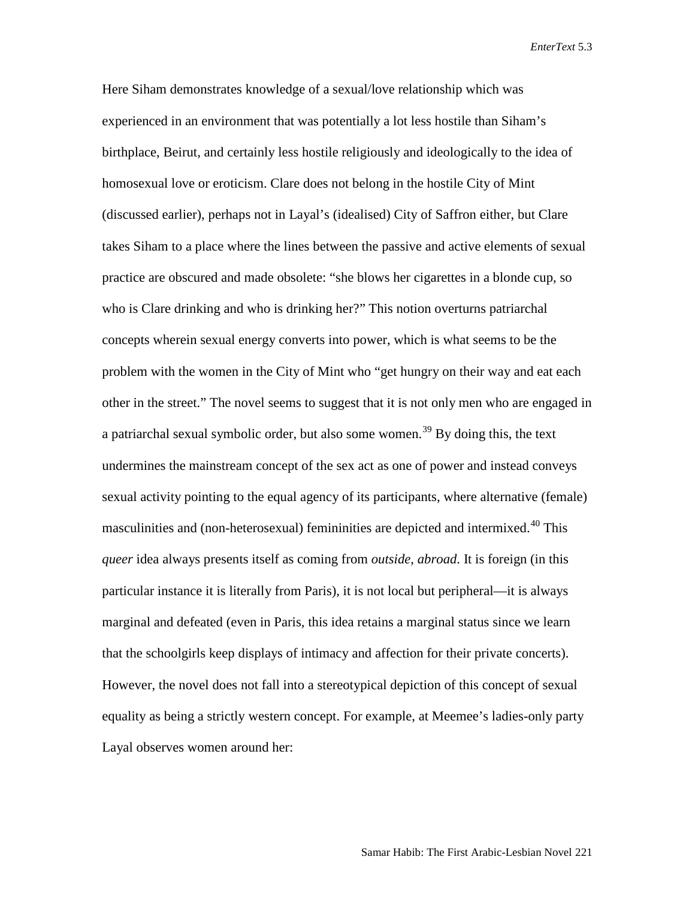Here Siham demonstrates knowledge of a sexual/love relationship which was experienced in an environment that was potentially a lot less hostile than Siham's birthplace, Beirut, and certainly less hostile religiously and ideologically to the idea of homosexual love or eroticism. Clare does not belong in the hostile City of Mint (discussed earlier), perhaps not in Layal's (idealised) City of Saffron either, but Clare takes Siham to a place where the lines between the passive and active elements of sexual practice are obscured and made obsolete: "she blows her cigarettes in a blonde cup, so who is Clare drinking and who is drinking her?" This notion overturns patriarchal concepts wherein sexual energy converts into power, which is what seems to be the problem with the women in the City of Mint who "get hungry on their way and eat each other in the street." The novel seems to suggest that it is not only men who are engaged in a patriarchal sexual symbolic order, but also some women.[39] By doing this, the text undermines the mainstream concept of the sex act as one of power and instead conveys sexual activity pointing to the equal agency of its participants, where alternative (female) masculinities and (non-heterosexual) femininities are depicted and intermixed.[40] This *queer* idea always presents itself as coming from *outside*, *abroad*. It is foreign (in this particular instance it is literally from Paris), it is not local but peripheral—it is always marginal and defeated (even in Paris, this idea retains a marginal status since we learn that the schoolgirls keep displays of intimacy and affection for their private concerts). However, the novel does not fall into a stereotypical depiction of this concept of sexual equality as being a strictly western concept. For example, at Meemee's ladies-only party Layal observes women around her: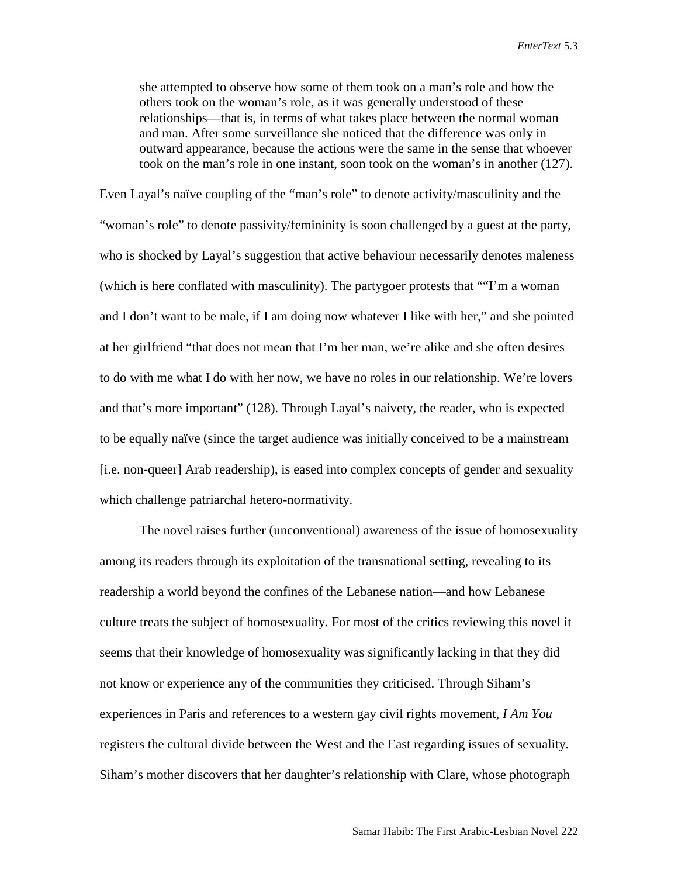> she attempted to observe how some of them took on a man's role and how the others took on the woman's role, as it was generally understood of these relationships—that is, in terms of what takes place between the normal woman and man. After some surveillance she noticed that the difference was only in outward appearance, because the actions were the same in the sense that whoever took on the man's role in one instant, soon took on the woman's in another (127).

Even Layal's naïve coupling of the "man's role" to denote activity/masculinity and the "woman's role" to denote passivity/femininity is soon challenged by a guest at the party, who is shocked by Layal's suggestion that active behaviour necessarily denotes maleness (which is here conflated with masculinity). The partygoer protests that ""I'm a woman and I don't want to be male, if I am doing now whatever I like with her," and she pointed at her girlfriend "that does not mean that I'm her man, we're alike and she often desires to do with me what I do with her now, we have no roles in our relationship. We're lovers and that's more important" (128). Through Layal's naivety, the reader, who is expected to be equally naïve (since the target audience was initially conceived to be a mainstream [i.e. non-queer] Arab readership), is eased into complex concepts of gender and sexuality which challenge patriarchal hetero-normativity.

The novel raises further (unconventional) awareness of the issue of homosexuality among its readers through its exploitation of the transnational setting, revealing to its readership a world beyond the confines of the Lebanese nation—and how Lebanese culture treats the subject of homosexuality. For most of the critics reviewing this novel it seems that their knowledge of homosexuality was significantly lacking in that they did not know or experience any of the communities they criticised. Through Siham's experiences in Paris and references to a western gay civil rights movement, *I Am You* registers the cultural divide between the West and the East regarding issues of sexuality. Siham's mother discovers that her daughter's relationship with Clare, whose photograph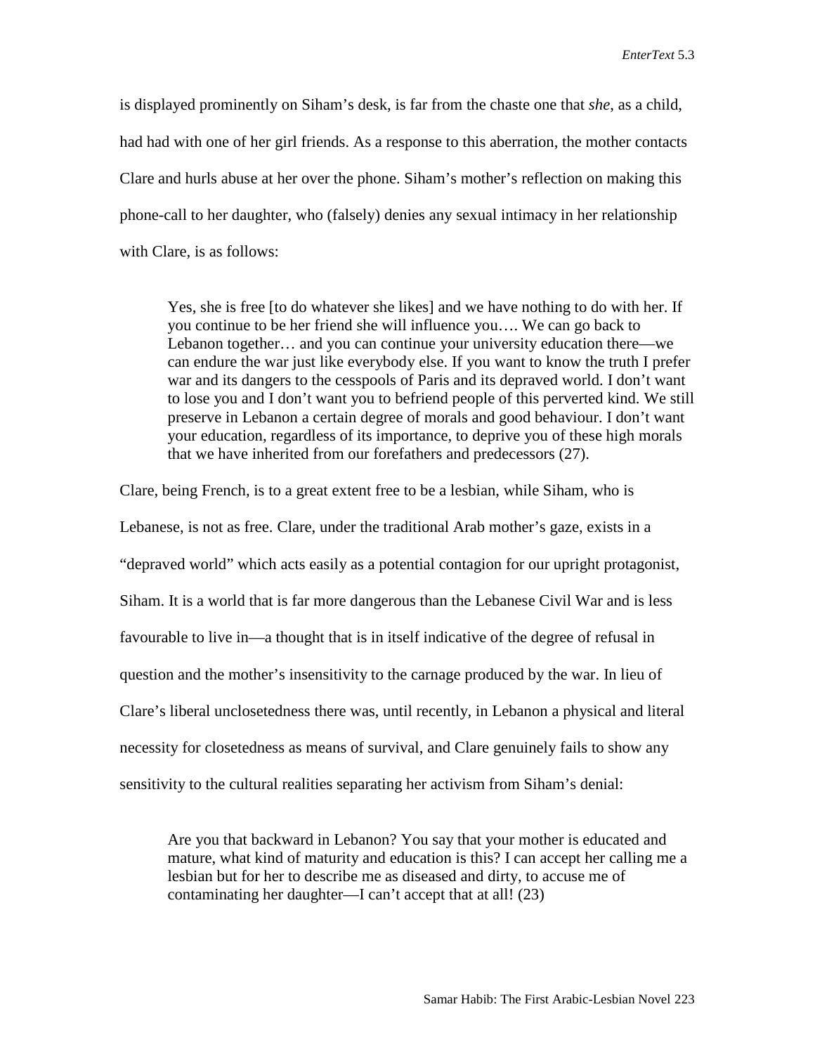is displayed prominently on Siham's desk, is far from the chaste one that *she*, as a child, had had with one of her girl friends. As a response to this aberration, the mother contacts Clare and hurls abuse at her over the phone. Siham's mother's reflection on making this phone-call to her daughter, who (falsely) denies any sexual intimacy in her relationship with Clare, is as follows:

> Yes, she is free [to do whatever she likes] and we have nothing to do with her. If you continue to be her friend she will influence you…. We can go back to Lebanon together… and you can continue your university education there—we can endure the war just like everybody else. If you want to know the truth I prefer war and its dangers to the cesspools of Paris and its depraved world. I don't want to lose you and I don't want you to befriend people of this perverted kind. We still preserve in Lebanon a certain degree of morals and good behaviour. I don't want your education, regardless of its importance, to deprive you of these high morals that we have inherited from our forefathers and predecessors (27).

Clare, being French, is to a great extent free to be a lesbian, while Siham, who is Lebanese, is not as free. Clare, under the traditional Arab mother's gaze, exists in a "depraved world" which acts easily as a potential contagion for our upright protagonist, Siham. It is a world that is far more dangerous than the Lebanese Civil War and is less favourable to live in—a thought that is in itself indicative of the degree of refusal in question and the mother's insensitivity to the carnage produced by the war. In lieu of Clare's liberal unclosetedness there was, until recently, in Lebanon a physical and literal necessity for closetedness as means of survival, and Clare genuinely fails to show any sensitivity to the cultural realities separating her activism from Siham's denial:

> Are you that backward in Lebanon? You say that your mother is educated and mature, what kind of maturity and education is this? I can accept her calling me a lesbian but for her to describe me as diseased and dirty, to accuse me of contaminating her daughter—I can't accept that at all! (23)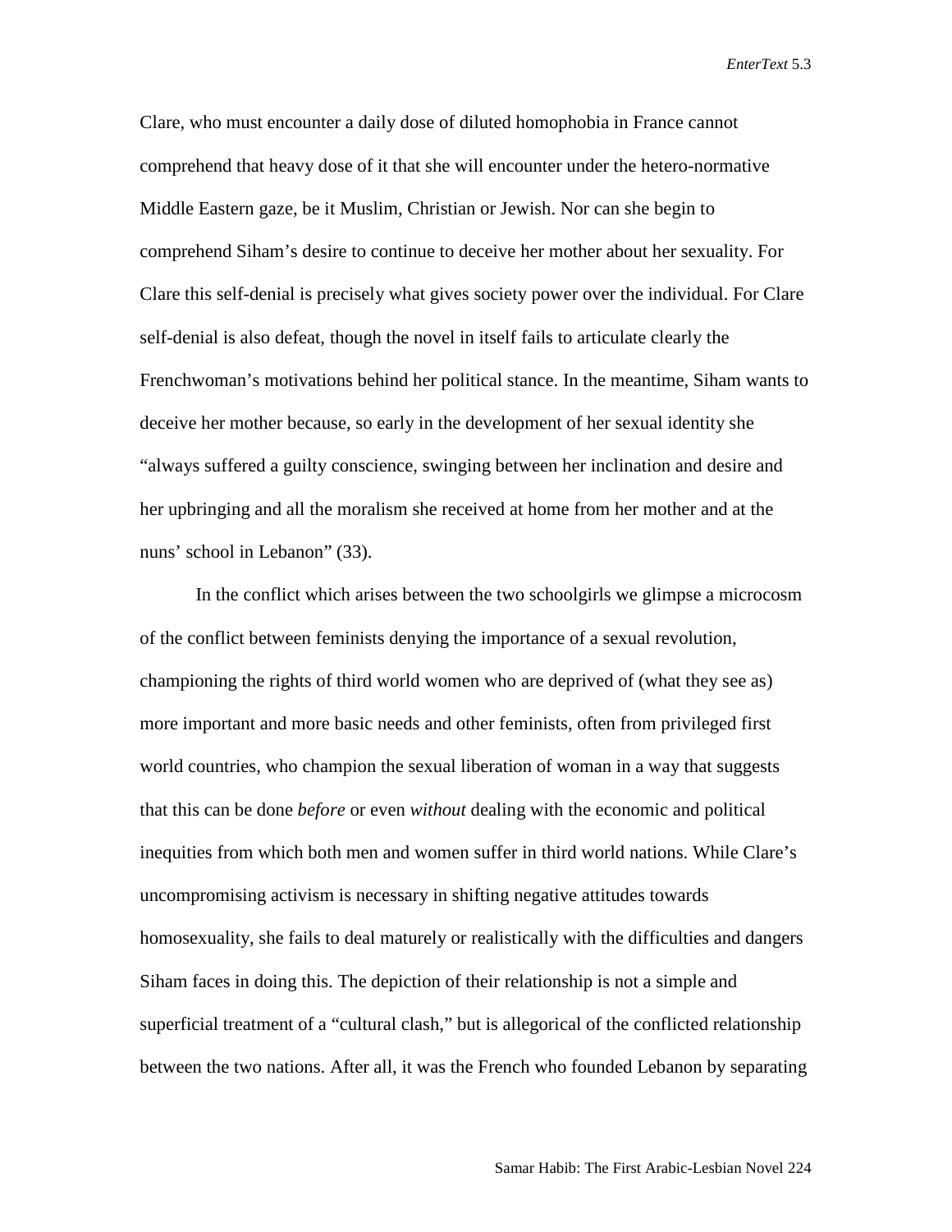Clare, who must encounter a daily dose of diluted homophobia in France cannot comprehend that heavy dose of it that she will encounter under the hetero-normative Middle Eastern gaze, be it Muslim, Christian or Jewish. Nor can she begin to comprehend Siham's desire to continue to deceive her mother about her sexuality. For Clare this self-denial is precisely what gives society power over the individual. For Clare self-denial is also defeat, though the novel in itself fails to articulate clearly the Frenchwoman's motivations behind her political stance. In the meantime, Siham wants to deceive her mother because, so early in the development of her sexual identity she "always suffered a guilty conscience, swinging between her inclination and desire and her upbringing and all the moralism she received at home from her mother and at the nuns' school in Lebanon" (33).

In the conflict which arises between the two schoolgirls we glimpse a microcosm of the conflict between feminists denying the importance of a sexual revolution, championing the rights of third world women who are deprived of (what they see as) more important and more basic needs and other feminists, often from privileged first world countries, who champion the sexual liberation of woman in a way that suggests that this can be done *before* or even *without* dealing with the economic and political inequities from which both men and women suffer in third world nations. While Clare's uncompromising activism is necessary in shifting negative attitudes towards homosexuality, she fails to deal maturely or realistically with the difficulties and dangers Siham faces in doing this. The depiction of their relationship is not a simple and superficial treatment of a "cultural clash," but is allegorical of the conflicted relationship between the two nations. After all, it was the French who founded Lebanon by separating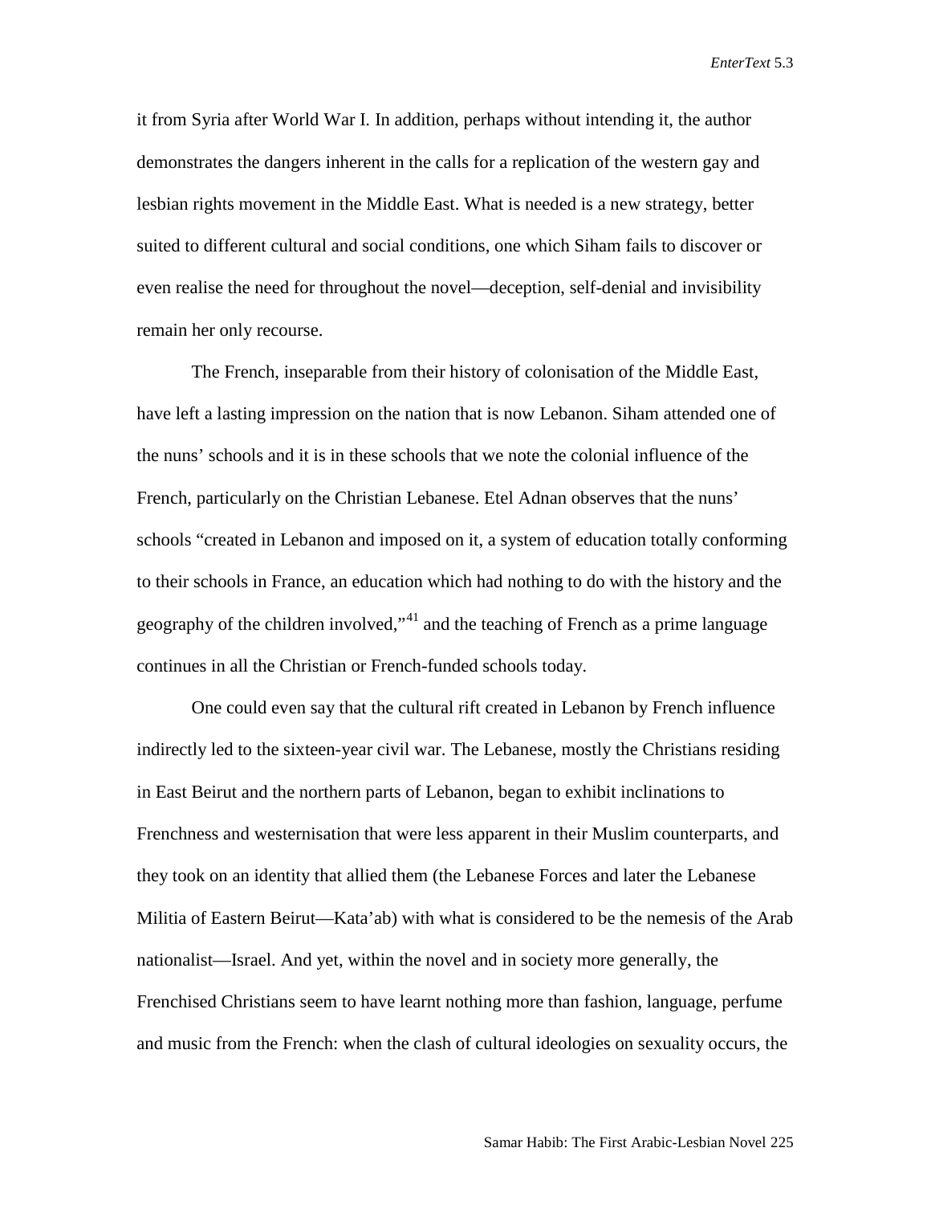it from Syria after World War I. In addition, perhaps without intending it, the author demonstrates the dangers inherent in the calls for a replication of the western gay and lesbian rights movement in the Middle East. What is needed is a new strategy, better suited to different cultural and social conditions, one which Siham fails to discover or even realise the need for throughout the novel—deception, self-denial and invisibility remain her only recourse.

The French, inseparable from their history of colonisation of the Middle East, have left a lasting impression on the nation that is now Lebanon. Siham attended one of the nuns' schools and it is in these schools that we note the colonial influence of the French, particularly on the Christian Lebanese. Etel Adnan observes that the nuns' schools "created in Lebanon and imposed on it, a system of education totally conforming to their schools in France, an education which had nothing to do with the history and the geography of the children involved,"[41] and the teaching of French as a prime language continues in all the Christian or French-funded schools today.

One could even say that the cultural rift created in Lebanon by French influence indirectly led to the sixteen-year civil war. The Lebanese, mostly the Christians residing in East Beirut and the northern parts of Lebanon, began to exhibit inclinations to Frenchness and westernisation that were less apparent in their Muslim counterparts, and they took on an identity that allied them (the Lebanese Forces and later the Lebanese Militia of Eastern Beirut—Kata'ab) with what is considered to be the nemesis of the Arab nationalist—Israel. And yet, within the novel and in society more generally, the Frenchised Christians seem to have learnt nothing more than fashion, language, perfume and music from the French: when the clash of cultural ideologies on sexuality occurs, the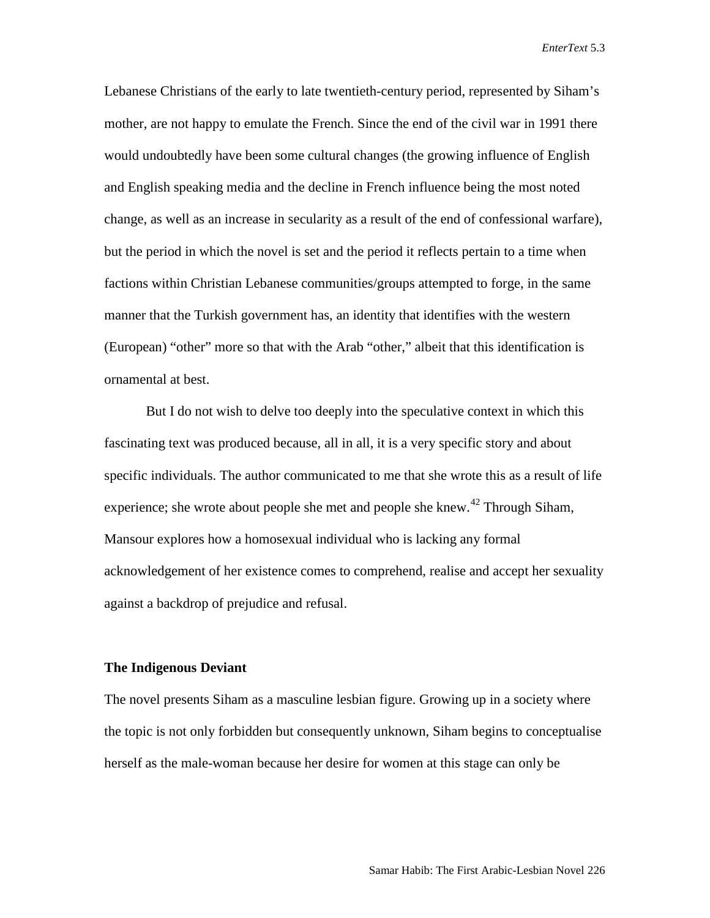Lebanese Christians of the early to late twentieth-century period, represented by Siham's mother, are not happy to emulate the French. Since the end of the civil war in 1991 there would undoubtedly have been some cultural changes (the growing influence of English and English speaking media and the decline in French influence being the most noted change, as well as an increase in secularity as a result of the end of confessional warfare), but the period in which the novel is set and the period it reflects pertain to a time when factions within Christian Lebanese communities/groups attempted to forge, in the same manner that the Turkish government has, an identity that identifies with the western (European) "other" more so that with the Arab "other," albeit that this identification is ornamental at best.

But I do not wish to delve too deeply into the speculative context in which this fascinating text was produced because, all in all, it is a very specific story and about specific individuals. The author communicated to me that she wrote this as a result of life experience; she wrote about people she met and people she knew.[42] Through Siham, Mansour explores how a homosexual individual who is lacking any formal acknowledgement of her existence comes to comprehend, realise and accept her sexuality against a backdrop of prejudice and refusal.

### The Indigenous Deviant

The novel presents Siham as a masculine lesbian figure. Growing up in a society where the topic is not only forbidden but consequently unknown, Siham begins to conceptualise herself as the male-woman because her desire for women at this stage can only be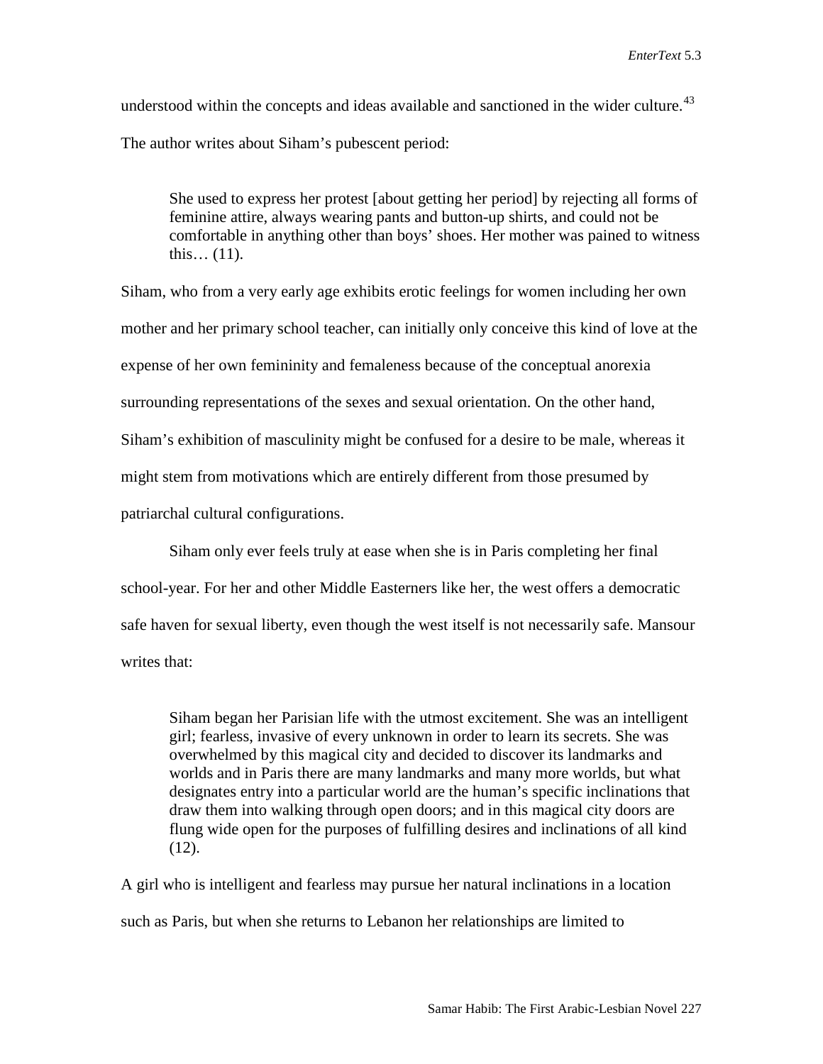understood within the concepts and ideas available and sanctioned in the wider culture.[43] The author writes about Siham's pubescent period:

> She used to express her protest [about getting her period] by rejecting all forms of feminine attire, always wearing pants and button-up shirts, and could not be comfortable in anything other than boys' shoes. Her mother was pained to witness this… (11).

Siham, who from a very early age exhibits erotic feelings for women including her own mother and her primary school teacher, can initially only conceive this kind of love at the expense of her own femininity and femaleness because of the conceptual anorexia surrounding representations of the sexes and sexual orientation. On the other hand, Siham's exhibition of masculinity might be confused for a desire to be male, whereas it might stem from motivations which are entirely different from those presumed by patriarchal cultural configurations.

Siham only ever feels truly at ease when she is in Paris completing her final school-year. For her and other Middle Easterners like her, the west offers a democratic safe haven for sexual liberty, even though the west itself is not necessarily safe. Mansour writes that:

> Siham began her Parisian life with the utmost excitement. She was an intelligent girl; fearless, invasive of every unknown in order to learn its secrets. She was overwhelmed by this magical city and decided to discover its landmarks and worlds and in Paris there are many landmarks and many more worlds, but what designates entry into a particular world are the human's specific inclinations that draw them into walking through open doors; and in this magical city doors are flung wide open for the purposes of fulfilling desires and inclinations of all kind (12).

A girl who is intelligent and fearless may pursue her natural inclinations in a location such as Paris, but when she returns to Lebanon her relationships are limited to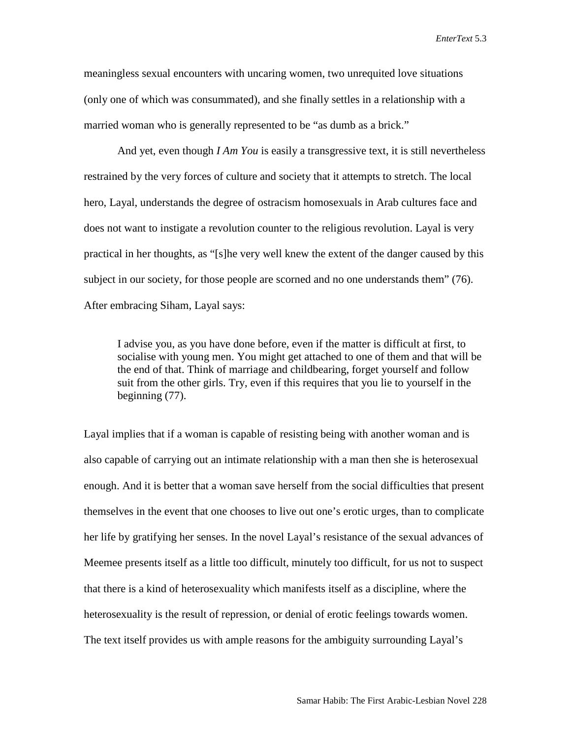meaningless sexual encounters with uncaring women, two unrequited love situations (only one of which was consummated), and she finally settles in a relationship with a married woman who is generally represented to be "as dumb as a brick."

And yet, even though *I Am You* is easily a transgressive text, it is still nevertheless restrained by the very forces of culture and society that it attempts to stretch. The local hero, Layal, understands the degree of ostracism homosexuals in Arab cultures face and does not want to instigate a revolution counter to the religious revolution. Layal is very practical in her thoughts, as "[s]he very well knew the extent of the danger caused by this subject in our society, for those people are scorned and no one understands them" (76). After embracing Siham, Layal says:

> I advise you, as you have done before, even if the matter is difficult at first, to socialise with young men. You might get attached to one of them and that will be the end of that. Think of marriage and childbearing, forget yourself and follow suit from the other girls. Try, even if this requires that you lie to yourself in the beginning (77).

Layal implies that if a woman is capable of resisting being with another woman and is also capable of carrying out an intimate relationship with a man then she is heterosexual enough. And it is better that a woman save herself from the social difficulties that present themselves in the event that one chooses to live out one's erotic urges, than to complicate her life by gratifying her senses. In the novel Layal's resistance of the sexual advances of Meemee presents itself as a little too difficult, minutely too difficult, for us not to suspect that there is a kind of heterosexuality which manifests itself as a discipline, where the heterosexuality is the result of repression, or denial of erotic feelings towards women. The text itself provides us with ample reasons for the ambiguity surrounding Layal's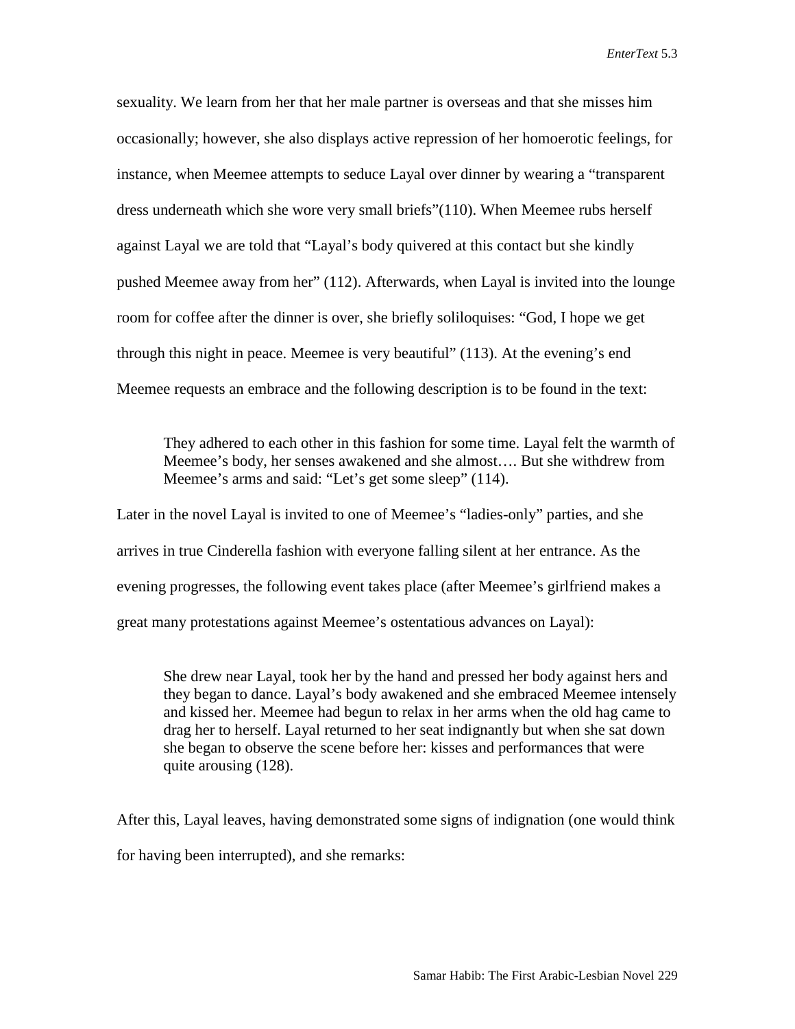sexuality. We learn from her that her male partner is overseas and that she misses him occasionally; however, she also displays active repression of her homoerotic feelings, for instance, when Meemee attempts to seduce Layal over dinner by wearing a "transparent dress underneath which she wore very small briefs"(110). When Meemee rubs herself against Layal we are told that "Layal's body quivered at this contact but she kindly pushed Meemee away from her" (112). Afterwards, when Layal is invited into the lounge room for coffee after the dinner is over, she briefly soliloquises: "God, I hope we get through this night in peace. Meemee is very beautiful" (113). At the evening's end Meemee requests an embrace and the following description is to be found in the text:

> They adhered to each other in this fashion for some time. Layal felt the warmth of Meemee's body, her senses awakened and she almost…. But she withdrew from Meemee's arms and said: "Let's get some sleep" (114).

Later in the novel Layal is invited to one of Meemee's "ladies-only" parties, and she arrives in true Cinderella fashion with everyone falling silent at her entrance. As the evening progresses, the following event takes place (after Meemee's girlfriend makes a great many protestations against Meemee's ostentatious advances on Layal):

> She drew near Layal, took her by the hand and pressed her body against hers and they began to dance. Layal's body awakened and she embraced Meemee intensely and kissed her. Meemee had begun to relax in her arms when the old hag came to drag her to herself. Layal returned to her seat indignantly but when she sat down she began to observe the scene before her: kisses and performances that were quite arousing (128).

After this, Layal leaves, having demonstrated some signs of indignation (one would think for having been interrupted), and she remarks: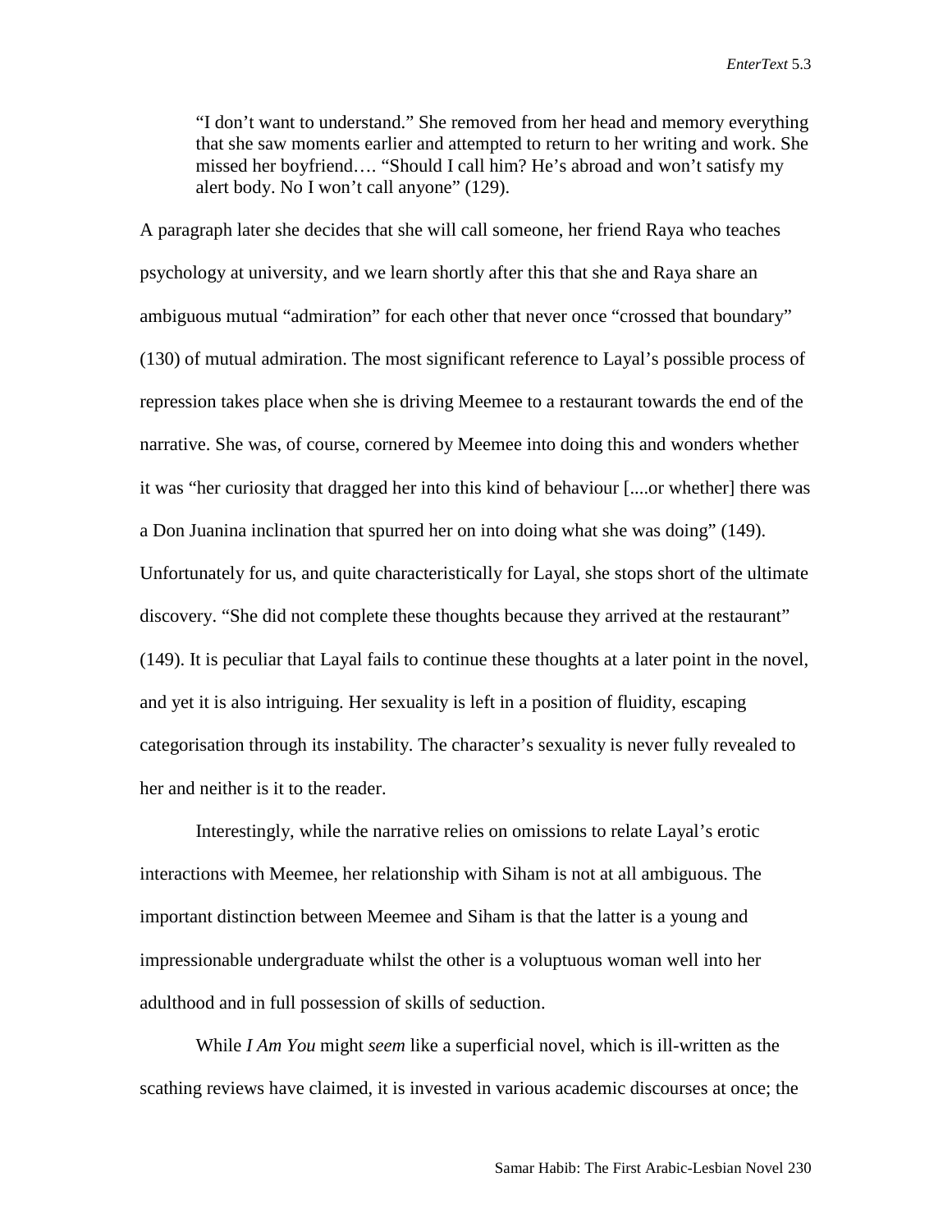> "I don't want to understand." She removed from her head and memory everything that she saw moments earlier and attempted to return to her writing and work. She missed her boyfriend…. "Should I call him? He's abroad and won't satisfy my alert body. No I won't call anyone" (129).

A paragraph later she decides that she will call someone, her friend Raya who teaches psychology at university, and we learn shortly after this that she and Raya share an ambiguous mutual "admiration" for each other that never once "crossed that boundary" (130) of mutual admiration. The most significant reference to Layal's possible process of repression takes place when she is driving Meemee to a restaurant towards the end of the narrative. She was, of course, cornered by Meemee into doing this and wonders whether it was "her curiosity that dragged her into this kind of behaviour [....or whether] there was a Don Juanina inclination that spurred her on into doing what she was doing" (149). Unfortunately for us, and quite characteristically for Layal, she stops short of the ultimate discovery. "She did not complete these thoughts because they arrived at the restaurant" (149). It is peculiar that Layal fails to continue these thoughts at a later point in the novel, and yet it is also intriguing. Her sexuality is left in a position of fluidity, escaping categorisation through its instability. The character's sexuality is never fully revealed to her and neither is it to the reader.

Interestingly, while the narrative relies on omissions to relate Layal's erotic interactions with Meemee, her relationship with Siham is not at all ambiguous. The important distinction between Meemee and Siham is that the latter is a young and impressionable undergraduate whilst the other is a voluptuous woman well into her adulthood and in full possession of skills of seduction.

While *I Am You* might *seem* like a superficial novel, which is ill-written as the scathing reviews have claimed, it is invested in various academic discourses at once; the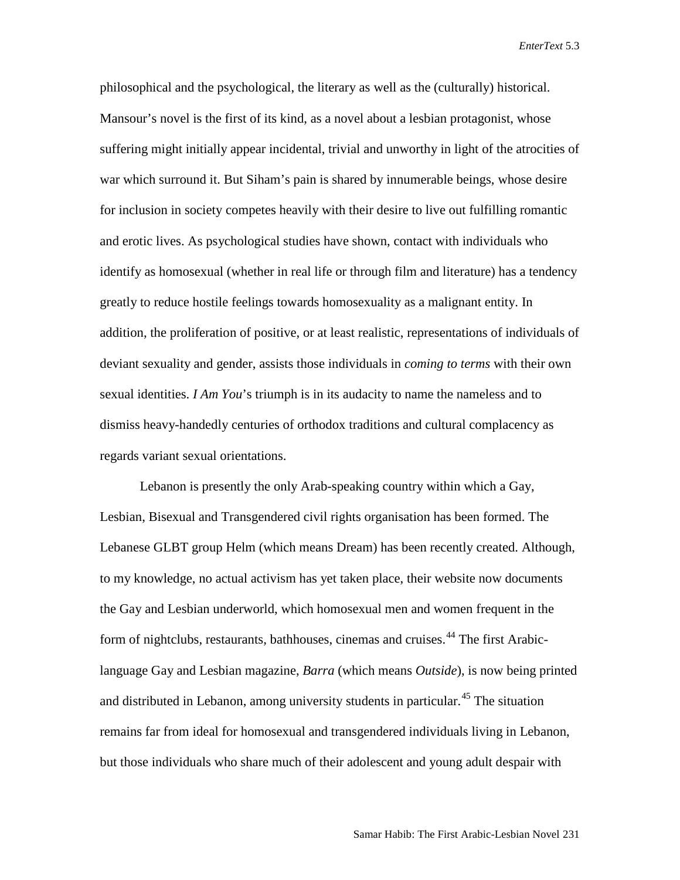philosophical and the psychological, the literary as well as the (culturally) historical. Mansour's novel is the first of its kind, as a novel about a lesbian protagonist, whose suffering might initially appear incidental, trivial and unworthy in light of the atrocities of war which surround it. But Siham's pain is shared by innumerable beings, whose desire for inclusion in society competes heavily with their desire to live out fulfilling romantic and erotic lives. As psychological studies have shown, contact with individuals who identify as homosexual (whether in real life or through film and literature) has a tendency greatly to reduce hostile feelings towards homosexuality as a malignant entity. In addition, the proliferation of positive, or at least realistic, representations of individuals of deviant sexuality and gender, assists those individuals in *coming to terms* with their own sexual identities. *I Am You*'s triumph is in its audacity to name the nameless and to dismiss heavy-handedly centuries of orthodox traditions and cultural complacency as regards variant sexual orientations.

Lebanon is presently the only Arab-speaking country within which a Gay, Lesbian, Bisexual and Transgendered civil rights organisation has been formed. The Lebanese GLBT group Helm (which means Dream) has been recently created. Although, to my knowledge, no actual activism has yet taken place, their website now documents the Gay and Lesbian underworld, which homosexual men and women frequent in the form of nightclubs, restaurants, bathhouses, cinemas and cruises.[44] The first Arabic-language Gay and Lesbian magazine, *Barra* (which means *Outside*), is now being printed and distributed in Lebanon, among university students in particular.[45] The situation remains far from ideal for homosexual and transgendered individuals living in Lebanon, but those individuals who share much of their adolescent and young adult despair with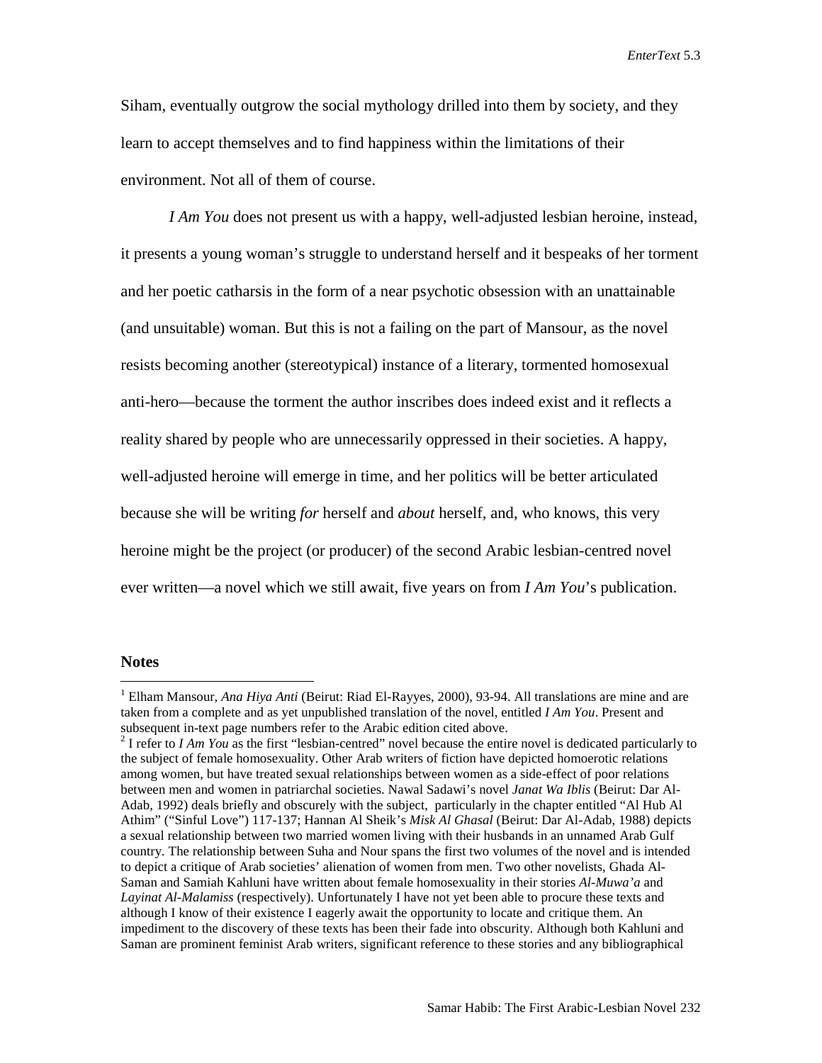Siham, eventually outgrow the social mythology drilled into them by society, and they learn to accept themselves and to find happiness within the limitations of their environment. Not all of them of course.

*I Am You* does not present us with a happy, well-adjusted lesbian heroine, instead, it presents a young woman's struggle to understand herself and it bespeaks of her torment and her poetic catharsis in the form of a near psychotic obsession with an unattainable (and unsuitable) woman. But this is not a failing on the part of Mansour, as the novel resists becoming another (stereotypical) instance of a literary, tormented homosexual anti-hero—because the torment the author inscribes does indeed exist and it reflects a reality shared by people who are unnecessarily oppressed in their societies. A happy, well-adjusted heroine will emerge in time, and her politics will be better articulated because she will be writing *for* herself and *about* herself, and, who knows, this very heroine might be the project (or producer) of the second Arabic lesbian-centred novel ever written—a novel which we still await, five years on from *I Am You*'s publication.

**Notes**

[1] Elham Mansour, *Ana Hiya Anti* (Beirut: Riad El-Rayyes, 2000), 93-94. All translations are mine and are taken from a complete and as yet unpublished translation of the novel, entitled *I Am You*. Present and subsequent in-text page numbers refer to the Arabic edition cited above.

[2] I refer to *I Am You* as the first "lesbian-centred" novel because the entire novel is dedicated particularly to the subject of female homosexuality. Other Arab writers of fiction have depicted homoerotic relations among women, but have treated sexual relationships between women as a side-effect of poor relations between men and women in patriarchal societies. Nawal Sadawi's novel *Janat Wa Iblis* (Beirut: Dar Al-Adab, 1992) deals briefly and obscurely with the subject, particularly in the chapter entitled "Al Hub Al Athim" ("Sinful Love") 117-137; Hannan Al Sheik's *Misk Al Ghasal* (Beirut: Dar Al-Adab, 1988) depicts a sexual relationship between two married women living with their husbands in an unnamed Arab Gulf country. The relationship between Suha and Nour spans the first two volumes of the novel and is intended to depict a critique of Arab societies' alienation of women from men. Two other novelists, Ghada Al-Saman and Samiah Kahluni have written about female homosexuality in their stories *Al-Muwa'a* and *Layinat Al-Malamiss* (respectively). Unfortunately I have not yet been able to procure these texts and although I know of their existence I eagerly await the opportunity to locate and critique them. An impediment to the discovery of these texts has been their fade into obscurity. Although both Kahluni and Saman are prominent feminist Arab writers, significant reference to these stories and any bibliographical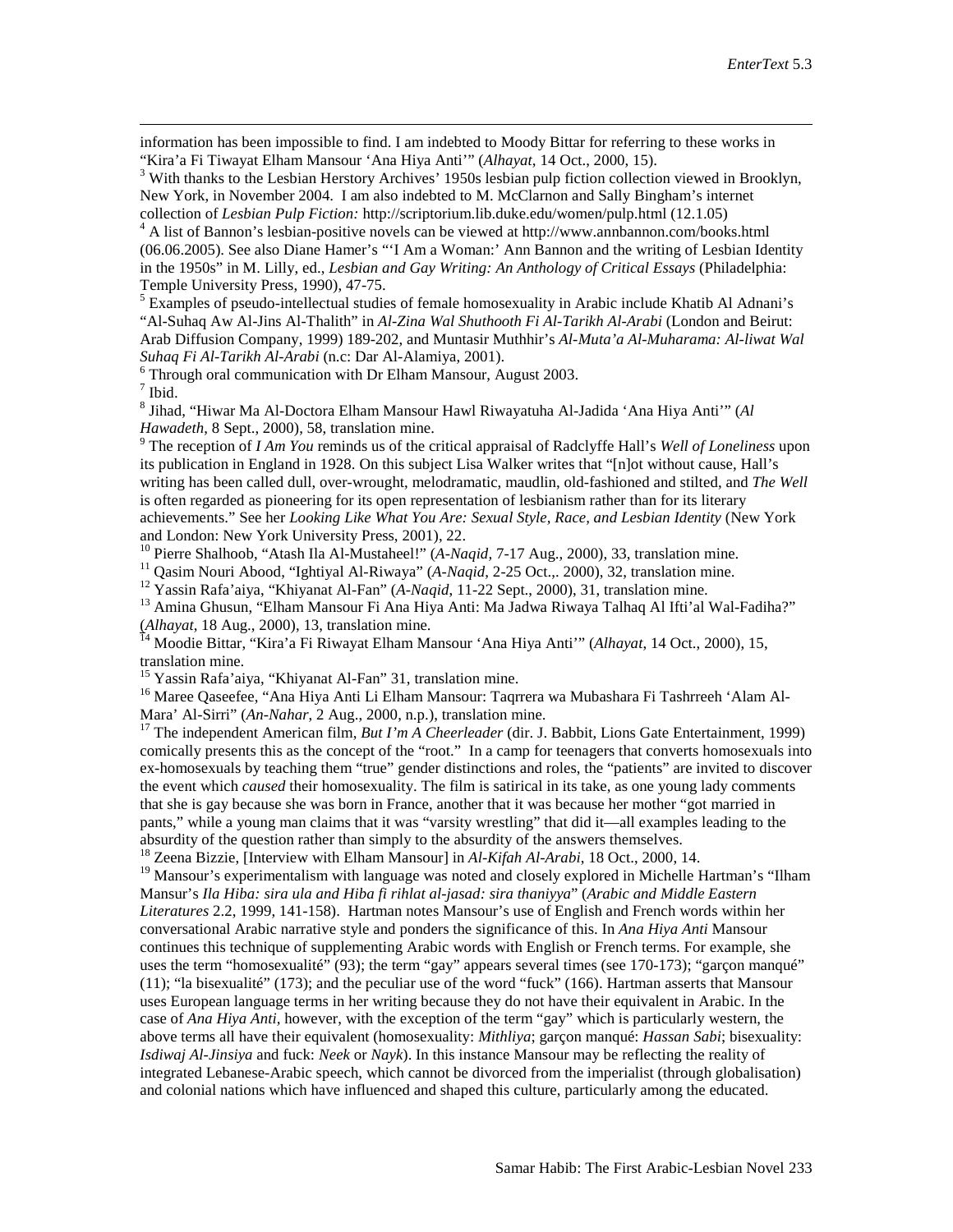information has been impossible to find. I am indebted to Moody Bittar for referring to these works in "Kira'a Fi Tiwayat Elham Mansour 'Ana Hiya Anti'" (*Alhayat*, 14 Oct., 2000, 15).

[3] With thanks to the Lesbian Herstory Archives' 1950s lesbian pulp fiction collection viewed in Brooklyn, New York, in November 2004. I am also indebted to M. McClarnon and Sally Bingham's internet collection of *Lesbian Pulp Fiction:* http://scriptorium.lib.duke.edu/women/pulp.html (12.1.05)

[4] A list of Bannon's lesbian-positive novels can be viewed at http://www.annbannon.com/books.html (06.06.2005). See also Diane Hamer's "'I Am a Woman:' Ann Bannon and the writing of Lesbian Identity in the 1950s" in M. Lilly, ed., *Lesbian and Gay Writing: An Anthology of Critical Essays* (Philadelphia: Temple University Press, 1990), 47-75.

[5] Examples of pseudo-intellectual studies of female homosexuality in Arabic include Khatib Al Adnani's "Al-Suhaq Aw Al-Jins Al-Thalith" in *Al-Zina Wal Shuthooth Fi Al-Tarikh Al-Arabi* (London and Beirut: Arab Diffusion Company, 1999) 189-202, and Muntasir Muthhir's *Al-Muta'a Al-Muharama: Al-liwat Wal Suhaq Fi Al-Tarikh Al-Arabi* (n.c: Dar Al-Alamiya, 2001).

[6] Through oral communication with Dr Elham Mansour, August 2003.

[7] Ibid.

[8] Jihad, "Hiwar Ma Al-Doctora Elham Mansour Hawl Riwayatuha Al-Jadida 'Ana Hiya Anti'" (*Al Hawadeth*, 8 Sept., 2000), 58, translation mine.

[9] The reception of *I Am You* reminds us of the critical appraisal of Radclyffe Hall's *Well of Loneliness* upon its publication in England in 1928. On this subject Lisa Walker writes that "[n]ot without cause, Hall's writing has been called dull, over-wrought, melodramatic, maudlin, old-fashioned and stilted, and *The Well* is often regarded as pioneering for its open representation of lesbianism rather than for its literary achievements." See her *Looking Like What You Are: Sexual Style, Race, and Lesbian Identity* (New York and London: New York University Press, 2001), 22.

[10] Pierre Shalhoob, "Atash Ila Al-Mustaheel!" (*A-Naqid,* 7-17 Aug., 2000), 33, translation mine.

[11] Qasim Nouri Abood, "Ightiyal Al-Riwaya" (*A-Naqid*, 2-25 Oct.,. 2000), 32, translation mine.

[12] Yassin Rafa'aiya, "Khiyanat Al-Fan" (*A-Naqid*, 11-22 Sept., 2000), 31, translation mine.

[13] Amina Ghusun, "Elham Mansour Fi Ana Hiya Anti: Ma Jadwa Riwaya Talhaq Al Ifti'al Wal-Fadiha?" (*Alhayat*, 18 Aug., 2000), 13, translation mine.

[14] Moodie Bittar, "Kira'a Fi Riwayat Elham Mansour 'Ana Hiya Anti'" (*Alhayat*, 14 Oct., 2000), 15, translation mine.

[15] Yassin Rafa'aiya, "Khiyanat Al-Fan" 31, translation mine.

[16] Maree Qaseefee, "Ana Hiya Anti Li Elham Mansour: Taqrrera wa Mubashara Fi Tashrreeh 'Alam Al-Mara' Al-Sirri" (*An-Nahar*, 2 Aug., 2000, n.p.), translation mine.

[17] The independent American film, *But I'm A Cheerleader* (dir. J. Babbit, Lions Gate Entertainment, 1999) comically presents this as the concept of the "root." In a camp for teenagers that converts homosexuals into ex-homosexuals by teaching them "true" gender distinctions and roles, the "patients" are invited to discover the event which *caused* their homosexuality. The film is satirical in its take, as one young lady comments that she is gay because she was born in France, another that it was because her mother "got married in pants," while a young man claims that it was "varsity wrestling" that did it—all examples leading to the absurdity of the question rather than simply to the absurdity of the answers themselves.

[18] Zeena Bizzie, [Interview with Elham Mansour] in *Al-Kifah Al-Arabi*, 18 Oct., 2000, 14.

[19] Mansour's experimentalism with language was noted and closely explored in Michelle Hartman's "Ilham Mansur's *Ila Hiba: sira ula and Hiba fi rihlat al-jasad: sira thaniyya*" (*Arabic and Middle Eastern Literatures* 2.2, 1999, 141-158). Hartman notes Mansour's use of English and French words within her conversational Arabic narrative style and ponders the significance of this. In *Ana Hiya Anti* Mansour continues this technique of supplementing Arabic words with English or French terms. For example, she uses the term "homosexualité" (93); the term "gay" appears several times (see 170-173); "garçon manqué" (11); "la bisexualité" (173); and the peculiar use of the word "fuck" (166). Hartman asserts that Mansour uses European language terms in her writing because they do not have their equivalent in Arabic. In the case of *Ana Hiya Anti*, however, with the exception of the term "gay" which is particularly western, the above terms all have their equivalent (homosexuality: *Mithliya*; garçon manqué: *Hassan Sabi*; bisexuality: *Isdiwaj Al-Jinsiya* and fuck: *Neek* or *Nayk*). In this instance Mansour may be reflecting the reality of integrated Lebanese-Arabic speech, which cannot be divorced from the imperialist (through globalisation) and colonial nations which have influenced and shaped this culture, particularly among the educated.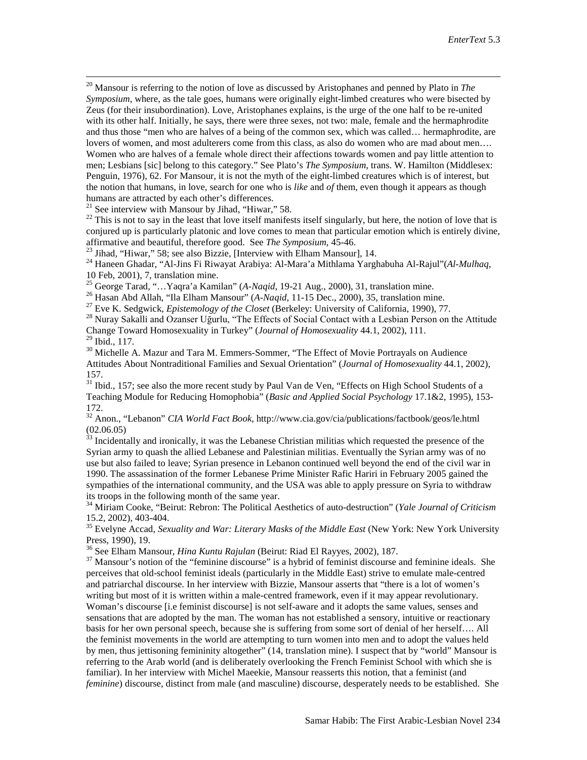[20] Mansour is referring to the notion of love as discussed by Aristophanes and penned by Plato in *The Symposium*, where, as the tale goes, humans were originally eight-limbed creatures who were bisected by Zeus (for their insubordination). Love, Aristophanes explains, is the urge of the one half to be re-united with its other half. Initially, he says, there were three sexes, not two: male, female and the hermaphrodite and thus those "men who are halves of a being of the common sex, which was called… hermaphrodite, are lovers of women, and most adulterers come from this class, as also do women who are mad about men…. Women who are halves of a female whole direct their affections towards women and pay little attention to men; Lesbians [sic] belong to this category." See Plato's *The Symposium*, trans. W. Hamilton (Middlesex: Penguin, 1976), 62. For Mansour, it is not the myth of the eight-limbed creatures which is of interest, but the notion that humans, in love, search for one who is *like* and *of* them, even though it appears as though humans are attracted by each other's differences.

[21] See interview with Mansour by Jihad, "Hiwar," 58.

[22] This is not to say in the least that love itself manifests itself singularly, but here, the notion of love that is conjured up is particularly platonic and love comes to mean that particular emotion which is entirely divine, affirmative and beautiful, therefore good. See *The Symposium*, 45-46.

[23] Jihad, "Hiwar," 58; see also Bizzie, [Interview with Elham Mansour], 14.

[24] Haneen Ghadar, "Al-Jins Fi Riwayat Arabiya: Al-Mara'a Mithlama Yarghabuha Al-Rajul"(*Al-Mulhaq*, 10 Feb, 2001), 7, translation mine.

[25] George Tarad, "…Yaqra'a Kamilan" (*A-Naqid*, 19-21 Aug., 2000), 31, translation mine.

[26] Hasan Abd Allah, "Ila Elham Mansour" (*A-Naqid*, 11-15 Dec., 2000), 35, translation mine.

[27] Eve K. Sedgwick, *Epistemology of the Closet* (Berkeley: University of California, 1990), 77.

[28] Nuray Sakalli and Ozanser Uğurlu, "The Effects of Social Contact with a Lesbian Person on the Attitude Change Toward Homosexuality in Turkey" (*Journal of Homosexuality* 44.1, 2002), 111.

[29] Ibid., 117.

[30] Michelle A. Mazur and Tara M. Emmers-Sommer, "The Effect of Movie Portrayals on Audience Attitudes About Nontraditional Families and Sexual Orientation" (*Journal of Homosexuality* 44.1, 2002), 157.

[31] Ibid., 157; see also the more recent study by Paul Van de Ven, "Effects on High School Students of a Teaching Module for Reducing Homophobia" (*Basic and Applied Social Psychology* 17.1&2, 1995), 153-172.

[32] Anon., "Lebanon" *CIA World Fact Book*, http://www.cia.gov/cia/publications/factbook/geos/le.html (02.06.05)

[33] Incidentally and ironically, it was the Lebanese Christian militias which requested the presence of the Syrian army to quash the allied Lebanese and Palestinian militias. Eventually the Syrian army was of no use but also failed to leave; Syrian presence in Lebanon continued well beyond the end of the civil war in 1990. The assassination of the former Lebanese Prime Minister Rafic Hariri in February 2005 gained the sympathies of the international community, and the USA was able to apply pressure on Syria to withdraw its troops in the following month of the same year.

[34] Miriam Cooke, "Beirut: Rebron: The Political Aesthetics of auto-destruction" (*Yale Journal of Criticism* 15.2, 2002), 403-404.

[35] Evelyne Accad, *Sexuality and War: Literary Masks of the Middle East* (New York: New York University Press, 1990), 19.

[36] See Elham Mansour, *Hina Kuntu Rajulan* (Beirut: Riad El Rayyes, 2002), 187.

[37] Mansour's notion of the "feminine discourse" is a hybrid of feminist discourse and feminine ideals. She perceives that old-school feminist ideals (particularly in the Middle East) strive to emulate male-centred and patriarchal discourse. In her interview with Bizzie, Mansour asserts that "there is a lot of women's writing but most of it is written within a male-centred framework, even if it may appear revolutionary. Woman's discourse [i.e feminist discourse] is not self-aware and it adopts the same values, senses and sensations that are adopted by the man. The woman has not established a sensory, intuitive or reactionary basis for her own personal speech, because she is suffering from some sort of denial of her herself…. All the feminist movements in the world are attempting to turn women into men and to adopt the values held by men, thus jettisoning femininity altogether" (14, translation mine). I suspect that by "world" Mansour is referring to the Arab world (and is deliberately overlooking the French Feminist School with which she is familiar). In her interview with Michel Maeekie, Mansour reasserts this notion, that a feminist (and *feminine*) discourse, distinct from male (and masculine) discourse, desperately needs to be established. She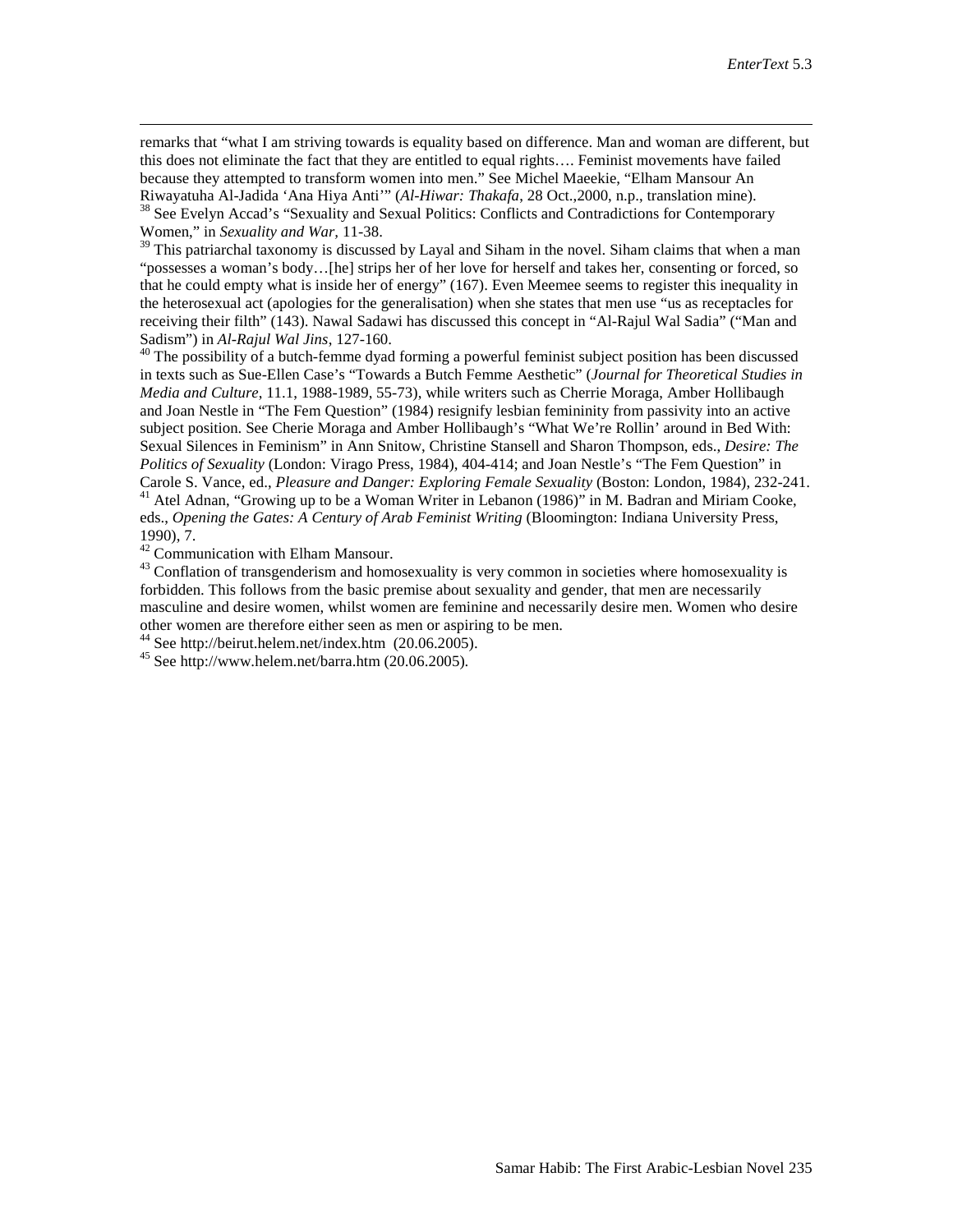remarks that "what I am striving towards is equality based on difference. Man and woman are different, but this does not eliminate the fact that they are entitled to equal rights…. Feminist movements have failed because they attempted to transform women into men." See Michel Maeekie, "Elham Mansour An Riwayatuha Al-Jadida 'Ana Hiya Anti'" (*Al-Hiwar: Thakafa*, 28 Oct.,2000, n.p., translation mine).

[38] See Evelyn Accad's "Sexuality and Sexual Politics: Conflicts and Contradictions for Contemporary Women," in *Sexuality and War*, 11-38.

[39] This patriarchal taxonomy is discussed by Layal and Siham in the novel. Siham claims that when a man "possesses a woman's body…[he] strips her of her love for herself and takes her, consenting or forced, so that he could empty what is inside her of energy" (167). Even Meemee seems to register this inequality in the heterosexual act (apologies for the generalisation) when she states that men use "us as receptacles for receiving their filth" (143). Nawal Sadawi has discussed this concept in "Al-Rajul Wal Sadia" ("Man and Sadism") in *Al-Rajul Wal Jins*, 127-160.

[40] The possibility of a butch-femme dyad forming a powerful feminist subject position has been discussed in texts such as Sue-Ellen Case's "Towards a Butch Femme Aesthetic" (*Journal for Theoretical Studies in Media and Culture*, 11.1, 1988-1989, 55-73), while writers such as Cherrie Moraga, Amber Hollibaugh and Joan Nestle in "The Fem Question" (1984) resignify lesbian femininity from passivity into an active subject position. See Cherie Moraga and Amber Hollibaugh's "What We're Rollin' around in Bed With: Sexual Silences in Feminism" in Ann Snitow, Christine Stansell and Sharon Thompson, eds., *Desire: The Politics of Sexuality* (London: Virago Press, 1984), 404-414; and Joan Nestle's "The Fem Question" in Carole S. Vance, ed., *Pleasure and Danger: Exploring Female Sexuality* (Boston: London, 1984), 232-241.

[41] Atel Adnan, "Growing up to be a Woman Writer in Lebanon (1986)" in M. Badran and Miriam Cooke, eds., *Opening the Gates: A Century of Arab Feminist Writing* (Bloomington: Indiana University Press, 1990), 7.

[42] Communication with Elham Mansour.

[43] Conflation of transgenderism and homosexuality is very common in societies where homosexuality is forbidden. This follows from the basic premise about sexuality and gender, that men are necessarily masculine and desire women, whilst women are feminine and necessarily desire men. Women who desire other women are therefore either seen as men or aspiring to be men.

[44] See http://beirut.helem.net/index.htm (20.06.2005).

[45] See http://www.helem.net/barra.htm (20.06.2005).